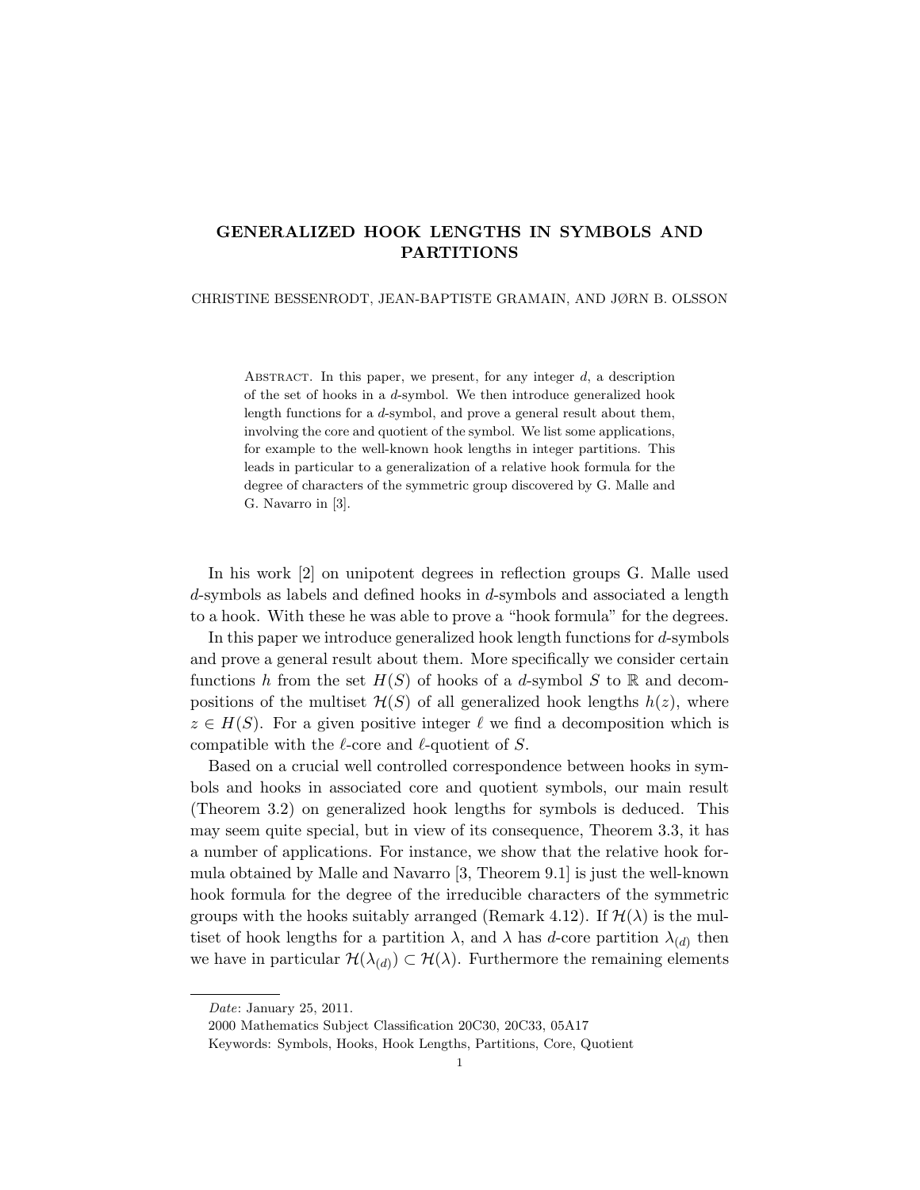# GENERALIZED HOOK LENGTHS IN SYMBOLS AND PARTITIONS

CHRISTINE BESSENRODT, JEAN-BAPTISTE GRAMAIN, AND JØRN B. OLSSON

ABSTRACT. In this paper, we present, for any integer $d$, a description of the set of hooks in a $d$-symbol. We then introduce generalized hook length functions for a $d$-symbol, and prove a general result about them, involving the core and quotient of the symbol. We list some applications, for example to the well-known hook lengths in integer partitions. This leads in particular to a generalization of a relative hook formula for the degree of characters of the symmetric group discovered by G. Malle and G. Navarro in [3].

In his work [2] on unipotent degrees in reflection groups G. Malle used $d$-symbols as labels and defined hooks in $d$-symbols and associated a length to a hook. With these he was able to prove a "hook formula" for the degrees.

In this paper we introduce generalized hook length functions for $d$-symbols and prove a general result about them. More specifically we consider certain functions $h$ from the set $H(S)$ of hooks of a $d$-symbol $S$ to $\mathbb{R}$ and decompositions of the multiset $\mathcal{H}(S)$ of all generalized hook lengths $h(z)$, where $z \in H(S)$. For a given positive integer $\ell$ we find a decomposition which is compatible with the $\ell$-core and $\ell$-quotient of $S$.

Based on a crucial well controlled correspondence between hooks in symbols and hooks in associated core and quotient symbols, our main result (Theorem 3.2) on generalized hook lengths for symbols is deduced. This may seem quite special, but in view of its consequence, Theorem 3.3, it has a number of applications. For instance, we show that the relative hook formula obtained by Malle and Navarro [3, Theorem 9.1] is just the well-known hook formula for the degree of the irreducible characters of the symmetric groups with the hooks suitably arranged (Remark 4.12). If $\mathcal{H}(\lambda)$ is the multiset of hook lengths for a partition $\lambda$, and $\lambda$ has $d$-core partition $\lambda_{(d)}$ then we have in particular $\mathcal{H}(\lambda_{(d)}) \subset \mathcal{H}(\lambda)$. Furthermore the remaining elements

*Date*: January 25, 2011.

2000 Mathematics Subject Classification 20C30, 20C33, 05A17

Keywords: Symbols, Hooks, Hook Lengths, Partitions, Core, Quotient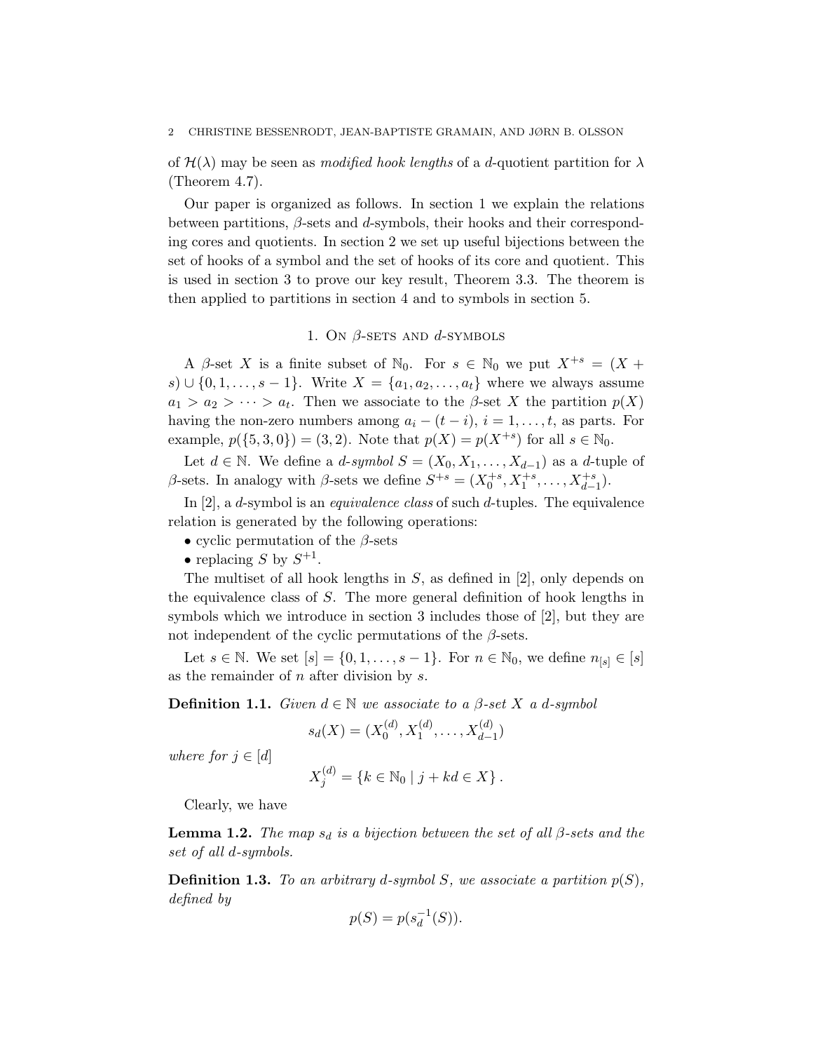of $\mathcal{H}(\lambda)$ may be seen as *modified hook lengths* of a $d$-quotient partition for $\lambda$ (Theorem 4.7).

Our paper is organized as follows. In section 1 we explain the relations between partitions, $\beta$-sets and $d$-symbols, their hooks and their corresponding cores and quotients. In section 2 we set up useful bijections between the set of hooks of a symbol and the set of hooks of its core and quotient. This is used in section 3 to prove our key result, Theorem 3.3. The theorem is then applied to partitions in section 4 and to symbols in section 5.

## 1. On $\beta$-sets and $d$-symbols

A $\beta$-set $X$ is a finite subset of $\mathbb{N}_0$. For $s \in \mathbb{N}_0$ we put $X^{+s} = (X + s) \cup \{0, 1, \ldots, s-1\}$. Write $X = \{a_1, a_2, \ldots, a_t\}$ where we always assume $a_1 > a_2 > \cdots > a_t$. Then we associate to the $\beta$-set $X$ the partition $p(X)$ having the non-zero numbers among $a_i - (t-i)$, $i = 1, \ldots, t$, as parts. For example, $p(\{5, 3, 0\}) = (3, 2)$. Note that $p(X) = p(X^{+s})$ for all $s \in \mathbb{N}_0$.

Let $d \in \mathbb{N}$. We define a *$d$-symbol* $S = (X_0, X_1, \ldots, X_{d-1})$ as a $d$-tuple of $\beta$-sets. In analogy with $\beta$-sets we define $S^{+s} = (X_0^{+s}, X_1^{+s}, \ldots, X_{d-1}^{+s})$.

In [2], a $d$-symbol is an *equivalence class* of such $d$-tuples. The equivalence relation is generated by the following operations:

- cyclic permutation of the $\beta$-sets
- replacing $S$ by $S^{+1}$.

The multiset of all hook lengths in $S$, as defined in [2], only depends on the equivalence class of $S$. The more general definition of hook lengths in symbols which we introduce in section 3 includes those of [2], but they are not independent of the cyclic permutations of the $\beta$-sets.

Let $s \in \mathbb{N}$. We set $[s] = \{0, 1, \ldots, s-1\}$. For $n \in \mathbb{N}_0$, we define $n_{[s]} \in [s]$ as the remainder of $n$ after division by $s$.

**Definition 1.1.** *Given $d \in \mathbb{N}$ we associate to a $\beta$-set $X$ a $d$-symbol*

$$s_d(X) = (X_0^{(d)}, X_1^{(d)}, \ldots, X_{d-1}^{(d)})$$

*where for $j \in [d]$*

$$X_j^{(d)} = \{k \in \mathbb{N}_0 \mid j + kd \in X\}.$$

Clearly, we have

**Lemma 1.2.** *The map $s_d$ is a bijection between the set of all $\beta$-sets and the set of all $d$-symbols.*

**Definition 1.3.** *To an arbitrary $d$-symbol $S$, we associate a partition $p(S)$, defined by*

$$p(S) = p(s_d^{-1}(S)).$$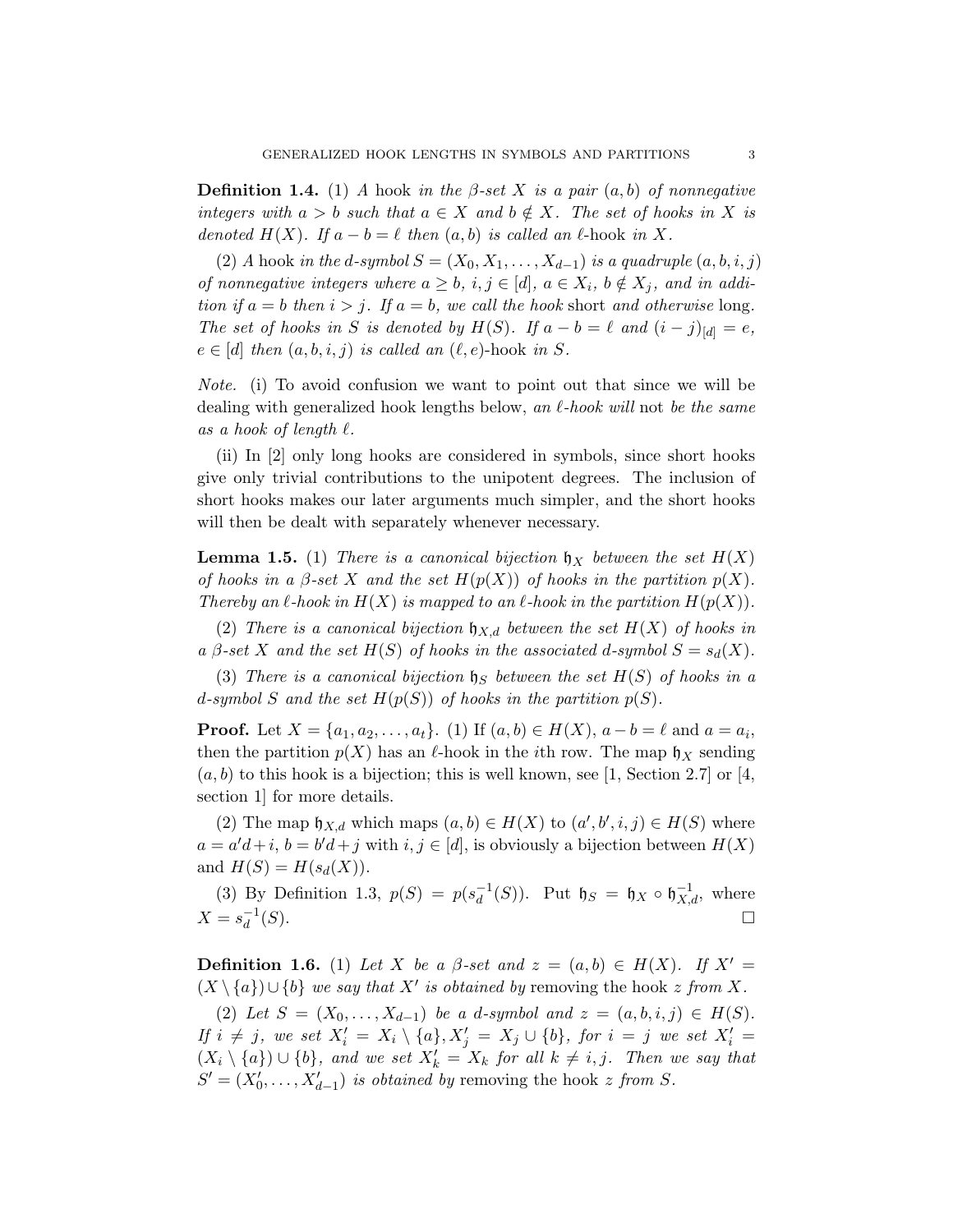**Definition 1.4.** (1) *A* hook *in the $\beta$-set $X$ is a pair $(a, b)$ of nonnegative integers with $a > b$ such that $a \in X$ and $b \notin X$. The set of hooks in $X$ is denoted $H(X)$. If $a - b = \ell$ then $(a, b)$ is called an $\ell$*-hook *in $X$.*

(2) *A* hook *in the $d$-symbol $S = (X_0, X_1, \dots, X_{d-1})$ is a quadruple $(a, b, i, j)$ of nonnegative integers where $a \geq b$, $i, j \in [d]$, $a \in X_i$, $b \notin X_j$, and in addition if $a = b$ then $i > j$. If $a = b$, we call the hook* short *and otherwise* long*. The set of hooks in $S$ is denoted by $H(S)$. If $a - b = \ell$ and $(i - j)_{[d]} = e$, $e \in [d]$ then $(a, b, i, j)$ is called an $(\ell, e)$*-hook *in $S$.*

*Note.* (i) To avoid confusion we want to point out that since we will be dealing with generalized hook lengths below, *an $\ell$-hook will* not *be the same as a hook of length $\ell$.*

(ii) In [2] only long hooks are considered in symbols, since short hooks give only trivial contributions to the unipotent degrees. The inclusion of short hooks makes our later arguments much simpler, and the short hooks will then be dealt with separately whenever necessary.

**Lemma 1.5.** (1) *There is a canonical bijection $\mathfrak{h}_X$ between the set $H(X)$ of hooks in a $\beta$-set $X$ and the set $H(p(X))$ of hooks in the partition $p(X)$. Thereby an $\ell$-hook in $H(X)$ is mapped to an $\ell$-hook in the partition $H(p(X))$.*

(2) *There is a canonical bijection $\mathfrak{h}_{X,d}$ between the set $H(X)$ of hooks in a $\beta$-set $X$ and the set $H(S)$ of hooks in the associated $d$-symbol $S = s_d(X)$.*

(3) *There is a canonical bijection $\mathfrak{h}_S$ between the set $H(S)$ of hooks in a $d$-symbol $S$ and the set $H(p(S))$ of hooks in the partition $p(S)$.*

**Proof.** Let $X = \{a_1, a_2, \dots, a_t\}$. (1) If $(a, b) \in H(X)$, $a - b = \ell$ and $a = a_i$, then the partition $p(X)$ has an $\ell$-hook in the $i$th row. The map $\mathfrak{h}_X$ sending $(a, b)$ to this hook is a bijection; this is well known, see [1, Section 2.7] or [4, section 1] for more details.

(2) The map $\mathfrak{h}_{X,d}$ which maps $(a, b) \in H(X)$ to $(a', b', i, j) \in H(S)$ where $a = a'd + i$, $b = b'd + j$ with $i, j \in [d]$, is obviously a bijection between $H(X)$ and $H(S) = H(s_d(X))$.

(3) By Definition 1.3, $p(S) = p(s_d^{-1}(S))$. Put $\mathfrak{h}_S = \mathfrak{h}_X \circ \mathfrak{h}_{X,d}^{-1}$, where $X = s_d^{-1}(S)$. $\square$

**Definition 1.6.** (1) *Let $X$ be a $\beta$-set and $z = (a, b) \in H(X)$. If $X' = (X \setminus \{a\}) \cup \{b\}$ we say that $X'$ is obtained by* removing the hook *$z$ from $X$.*

(2) *Let $S = (X_0, \dots, X_{d-1})$ be a $d$-symbol and $z = (a, b, i, j) \in H(S)$. If $i \neq j$, we set $X'_i = X_i \setminus \{a\}, X'_j = X_j \cup \{b\}$, for $i = j$ we set $X'_i = (X_i \setminus \{a\}) \cup \{b\}$, and we set $X'_k = X_k$ for all $k \neq i, j$. Then we say that $S' = (X'_0, \dots, X'_{d-1})$ is obtained by* removing the hook *$z$ from $S$.*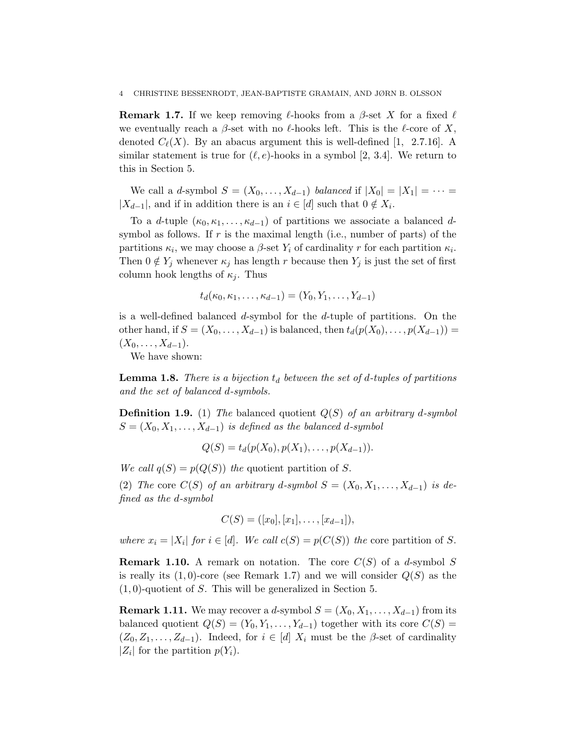**Remark 1.7.** If we keep removing $\ell$-hooks from a $\beta$-set $X$ for a fixed $\ell$ we eventually reach a $\beta$-set with no $\ell$-hooks left. This is the $\ell$-core of $X$, denoted $C_\ell(X)$. By an abacus argument this is well-defined [1, 2.7.16]. A similar statement is true for $(\ell, e)$-hooks in a symbol [2, 3.4]. We return to this in Section 5.

We call a $d$-symbol $S = (X_0, \ldots, X_{d-1})$ *balanced* if $|X_0| = |X_1| = \cdots = |X_{d-1}|$, and if in addition there is an $i \in [d]$ such that $0 \notin X_i$.

To a $d$-tuple $(\kappa_0, \kappa_1, \ldots, \kappa_{d-1})$ of partitions we associate a balanced $d$-symbol as follows. If $r$ is the maximal length (i.e., number of parts) of the partitions $\kappa_i$, we may choose a $\beta$-set $Y_i$ of cardinality $r$ for each partition $\kappa_i$. Then $0 \notin Y_j$ whenever $\kappa_j$ has length $r$ because then $Y_j$ is just the set of first column hook lengths of $\kappa_j$. Thus

$$t_d(\kappa_0, \kappa_1, \ldots, \kappa_{d-1}) = (Y_0, Y_1, \ldots, Y_{d-1})$$

is a well-defined balanced $d$-symbol for the $d$-tuple of partitions. On the other hand, if $S = (X_0, \ldots, X_{d-1})$ is balanced, then $t_d(p(X_0), \ldots, p(X_{d-1})) = (X_0, \ldots, X_{d-1})$.

We have shown:

**Lemma 1.8.** *There is a bijection $t_d$ between the set of $d$-tuples of partitions and the set of balanced $d$-symbols.*

**Definition 1.9.** (1) *The* balanced quotient $Q(S)$ *of an arbitrary $d$-symbol $S = (X_0, X_1, \ldots, X_{d-1})$ is defined as the balanced $d$-symbol*

$$Q(S) = t_d(p(X_0), p(X_1), \ldots, p(X_{d-1})).$$

*We call $q(S) = p(Q(S))$ the* quotient partition *of $S$.*

(2) *The* core $C(S)$ *of an arbitrary $d$-symbol $S = (X_0, X_1, \ldots, X_{d-1})$ is defined as the $d$-symbol*

$$C(S) = ([x_0], [x_1], \ldots, [x_{d-1}]),$$

*where $x_i = |X_i|$ for $i \in [d]$. We call $c(S) = p(C(S))$ the* core partition *of $S$.*

**Remark 1.10.** A remark on notation. The core $C(S)$ of a $d$-symbol $S$ is really its $(1, 0)$-core (see Remark 1.7) and we will consider $Q(S)$ as the $(1, 0)$-quotient of $S$. This will be generalized in Section 5.

**Remark 1.11.** We may recover a $d$-symbol $S = (X_0, X_1, \ldots, X_{d-1})$ from its balanced quotient $Q(S) = (Y_0, Y_1, \ldots, Y_{d-1})$ together with its core $C(S) = (Z_0, Z_1, \ldots, Z_{d-1})$. Indeed, for $i \in [d]$ $X_i$ must be the $\beta$-set of cardinality $|Z_i|$ for the partition $p(Y_i)$.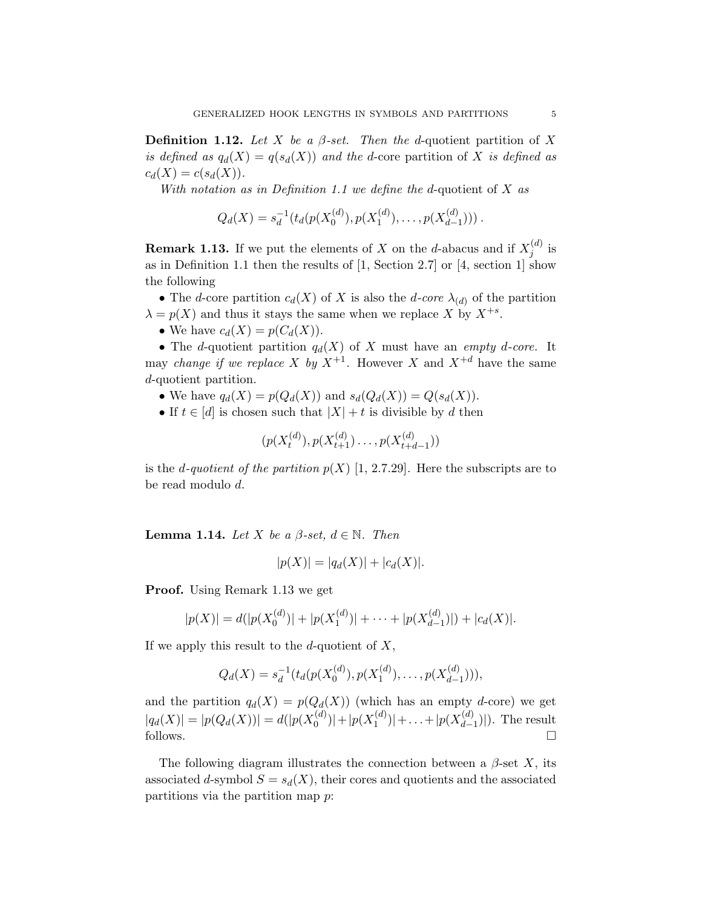**Definition 1.12.** *Let $X$ be a $\beta$-set. Then the* $d$-quotient partition *of $X$ is defined as $q_d(X) = q(s_d(X))$ and the* $d$-core partition *of $X$ is defined as $c_d(X) = c(s_d(X))$.*

*With notation as in Definition 1.1 we define the* $d$-quotient *of $X$ as*

$$Q_d(X) = s_d^{-1}(t_d(p(X_0^{(d)}), p(X_1^{(d)}), \ldots, p(X_{d-1}^{(d)}))) .$$

**Remark 1.13.** If we put the elements of $X$ on the $d$-abacus and if $X_j^{(d)}$ is as in Definition 1.1 then the results of [1, Section 2.7] or [4, section 1] show the following

- The $d$-core partition $c_d(X)$ of $X$ is also the *$d$-core* $\lambda_{(d)}$ of the partition $\lambda = p(X)$ and thus it stays the same when we replace $X$ by $X^{+s}$.
- We have $c_d(X) = p(C_d(X))$.
- The $d$-quotient partition $q_d(X)$ of $X$ must have an *empty $d$-core.* It may *change if we replace $X$ by $X^{+1}$*. However $X$ and $X^{+d}$ have the same $d$-quotient partition.
- We have $q_d(X) = p(Q_d(X))$ and $s_d(Q_d(X)) = Q(s_d(X))$.
- If $t \in [d]$ is chosen such that $|X| + t$ is divisible by $d$ then

$$(p(X_t^{(d)}), p(X_{t+1}^{(d)}) \ldots, p(X_{t+d-1}^{(d)}))$$

is the *$d$-quotient of the partition* $p(X)$ [1, 2.7.29]. Here the subscripts are to be read modulo $d$.

**Lemma 1.14.** *Let $X$ be a $\beta$-set, $d \in \mathbb{N}$. Then*

$$|p(X)| = |q_d(X)| + |c_d(X)|.$$

**Proof.** Using Remark 1.13 we get

$$|p(X)| = d(|p(X_0^{(d)})| + |p(X_1^{(d)})| + \cdots + |p(X_{d-1}^{(d)})|) + |c_d(X)|.$$

If we apply this result to the $d$-quotient of $X$,

$$Q_d(X) = s_d^{-1}(t_d(p(X_0^{(d)}), p(X_1^{(d)}), \ldots, p(X_{d-1}^{(d)}))),$$

and the partition $q_d(X) = p(Q_d(X))$ (which has an empty $d$-core) we get $|q_d(X)| = |p(Q_d(X))| = d(|p(X_0^{(d)})| + |p(X_1^{(d)})| + \ldots + |p(X_{d-1}^{(d)})|)$. The result follows. □

The following diagram illustrates the connection between a $\beta$-set $X$, its associated $d$-symbol $S = s_d(X)$, their cores and quotients and the associated partitions via the partition map $p$: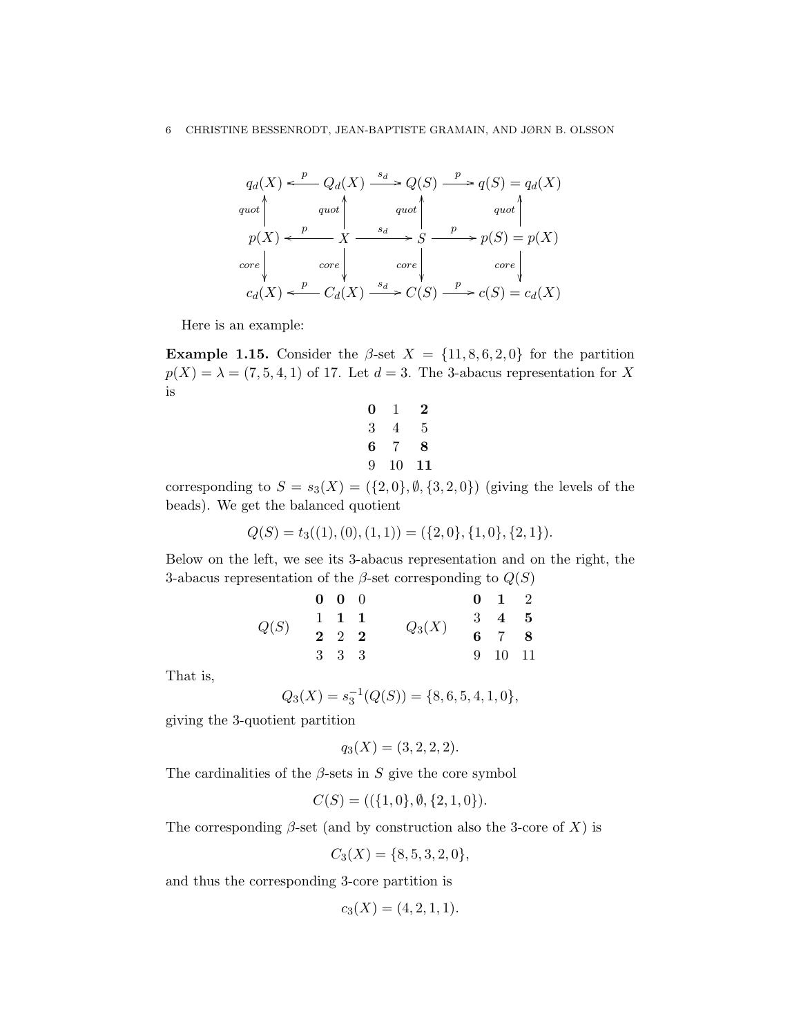$$\begin{array}{ccccccc}
q_d(X) & \xleftarrow{p} & Q_d(X) & \xrightarrow{s_d} & Q(S) & \xrightarrow{p} & q(S) = q_d(X) \\
\uparrow{\scriptstyle quot} & & \uparrow{\scriptstyle quot} & & \uparrow{\scriptstyle quot} & & \uparrow{\scriptstyle quot} \\
p(X) & \xleftarrow{p} & X & \xrightarrow{s_d} & S & \xrightarrow{p} & p(S) = p(X) \\
\downarrow{\scriptstyle core} & & \downarrow{\scriptstyle core} & & \downarrow{\scriptstyle core} & & \downarrow{\scriptstyle core} \\
c_d(X) & \xleftarrow{p} & C_d(X) & \xrightarrow{s_d} & C(S) & \xrightarrow{p} & c(S) = c_d(X)
\end{array}$$

Here is an example:

**Example 1.15.** Consider the $\beta$-set $X = \{11, 8, 6, 2, 0\}$ for the partition $p(X) = \lambda = (7, 5, 4, 1)$ of 17. Let $d = 3$. The 3-abacus representation for $X$ is

$$\begin{array}{ccc}
\mathbf{0} & 1 & \mathbf{2} \\
3 & 4 & 5 \\
\mathbf{6} & 7 & \mathbf{8} \\
9 & 10 & \mathbf{11}
\end{array}$$

corresponding to $S = s_3(X) = (\{2, 0\}, \emptyset, \{3, 2, 0\})$ (giving the levels of the beads). We get the balanced quotient

$$Q(S) = t_3((1), (0), (1, 1)) = (\{2, 0\}, \{1, 0\}, \{2, 1\}).$$

Below on the left, we see its 3-abacus representation and on the right, the 3-abacus representation of the $\beta$-set corresponding to $Q(S)$

$$Q(S) \quad \begin{array}{ccc}
\mathbf{0} & \mathbf{0} & 0 \\
1 & \mathbf{1} & \mathbf{1} \\
\mathbf{2} & 2 & \mathbf{2} \\
3 & 3 & 3
\end{array} \qquad\qquad Q_3(X) \quad \begin{array}{ccc}
\mathbf{0} & \mathbf{1} & 2 \\
3 & \mathbf{4} & \mathbf{5} \\
\mathbf{6} & 7 & \mathbf{8} \\
9 & 10 & 11
\end{array}$$

That is,

$$Q_3(X) = s_3^{-1}(Q(S)) = \{8, 6, 5, 4, 1, 0\},$$

giving the 3-quotient partition

$$q_3(X) = (3, 2, 2, 2).$$

The cardinalities of the $\beta$-sets in $S$ give the core symbol

$$C(S) = ((\{1, 0\}, \emptyset, \{2, 1, 0\}).$$

The corresponding $\beta$-set (and by construction also the 3-core of $X$) is

$$C_3(X) = \{8, 5, 3, 2, 0\},$$

and thus the corresponding 3-core partition is

$$c_3(X) = (4, 2, 1, 1).$$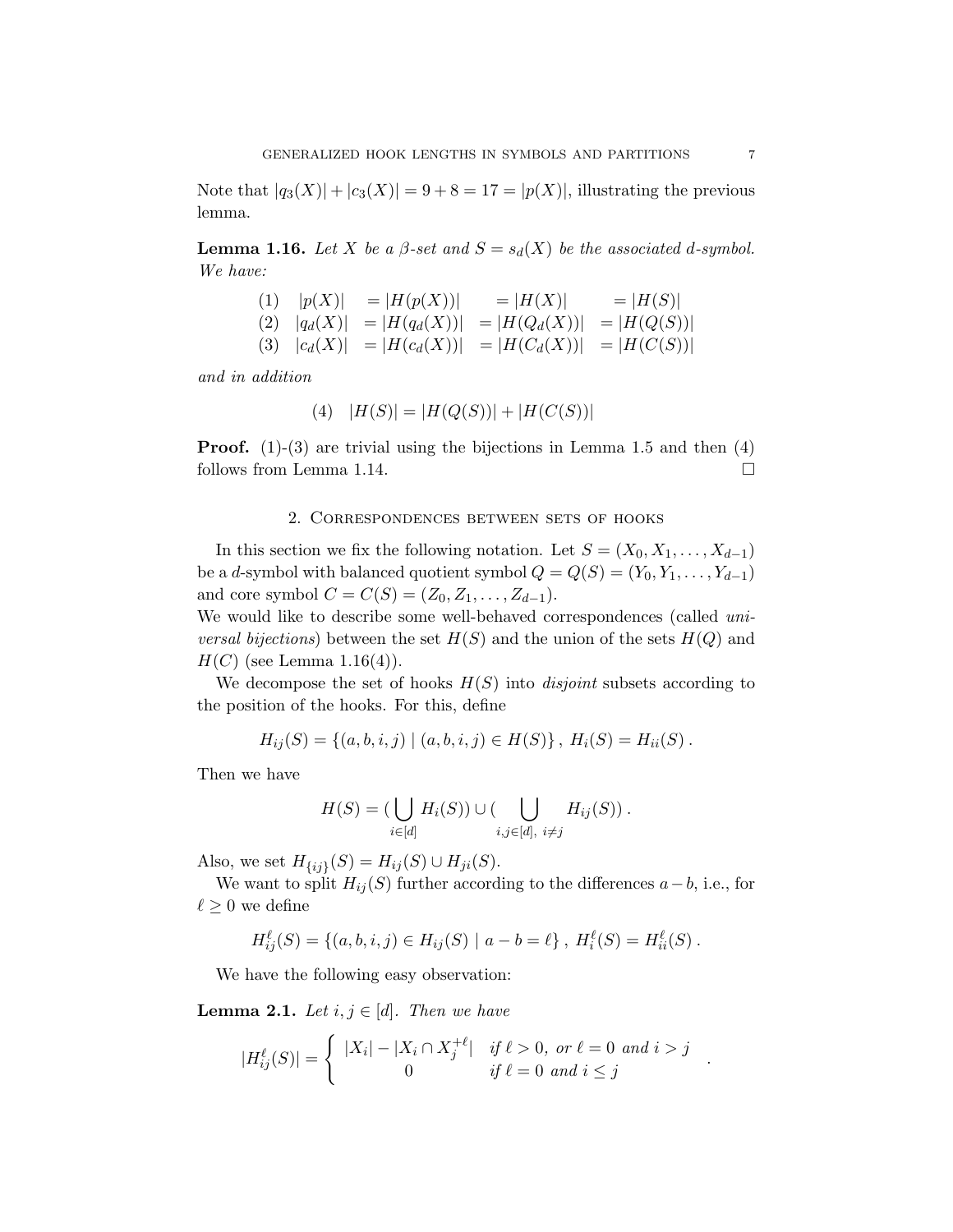Note that $|q_3(X)| + |c_3(X)| = 9 + 8 = 17 = |p(X)|$, illustrating the previous lemma.

**Lemma 1.16.** *Let $X$ be a $\beta$-set and $S = s_d(X)$ be the associated $d$-symbol. We have:*

$$
\begin{array}{llllll}
(1) & |p(X)| & = |H(p(X))| & = |H(X)| & = |H(S)| \\
(2) & |q_d(X)| & = |H(q_d(X))| & = |H(Q_d(X))| & = |H(Q(S))| \\
(3) & |c_d(X)| & = |H(c_d(X))| & = |H(C_d(X))| & = |H(C(S))|
\end{array}
$$

*and in addition*

$$(4) \quad |H(S)| = |H(Q(S))| + |H(C(S))|$$

**Proof.** (1)-(3) are trivial using the bijections in Lemma 1.5 and then (4) follows from Lemma 1.14. $\square$

## 2. Correspondences between sets of hooks

In this section we fix the following notation. Let $S = (X_0, X_1, \ldots, X_{d-1})$ be a $d$-symbol with balanced quotient symbol $Q = Q(S) = (Y_0, Y_1, \ldots, Y_{d-1})$ and core symbol $C = C(S) = (Z_0, Z_1, \ldots, Z_{d-1})$.
We would like to describe some well-behaved correspondences (called *universal bijections*) between the set $H(S)$ and the union of the sets $H(Q)$ and $H(C)$ (see Lemma 1.16(4)).

We decompose the set of hooks $H(S)$ into *disjoint* subsets according to the position of the hooks. For this, define

$$H_{ij}(S) = \{(a, b, i, j) \mid (a, b, i, j) \in H(S)\}, \; H_i(S) = H_{ii}(S) .$$

Then we have

$$H(S) = (\bigcup_{i \in [d]} H_i(S)) \cup (\bigcup_{i,j \in [d],\; i \neq j} H_{ij}(S)) .$$

Also, we set $H_{\{ij\}}(S) = H_{ij}(S) \cup H_{ji}(S)$.

We want to split $H_{ij}(S)$ further according to the differences $a - b$, i.e., for $\ell \geq 0$ we define

$$H_{ij}^{\ell}(S) = \{(a, b, i, j) \in H_{ij}(S) \mid a - b = \ell\}, \; H_i^{\ell}(S) = H_{ii}^{\ell}(S) .$$

We have the following easy observation:

**Lemma 2.1.** *Let $i, j \in [d]$. Then we have*

$$|H_{ij}^{\ell}(S)| = \begin{cases} |X_i| - |X_i \cap X_j^{+\ell}| & \text{if } \ell > 0, \text{ or } \ell = 0 \text{ and } i > j \\ 0 & \text{if } \ell = 0 \text{ and } i \leq j \end{cases} .$$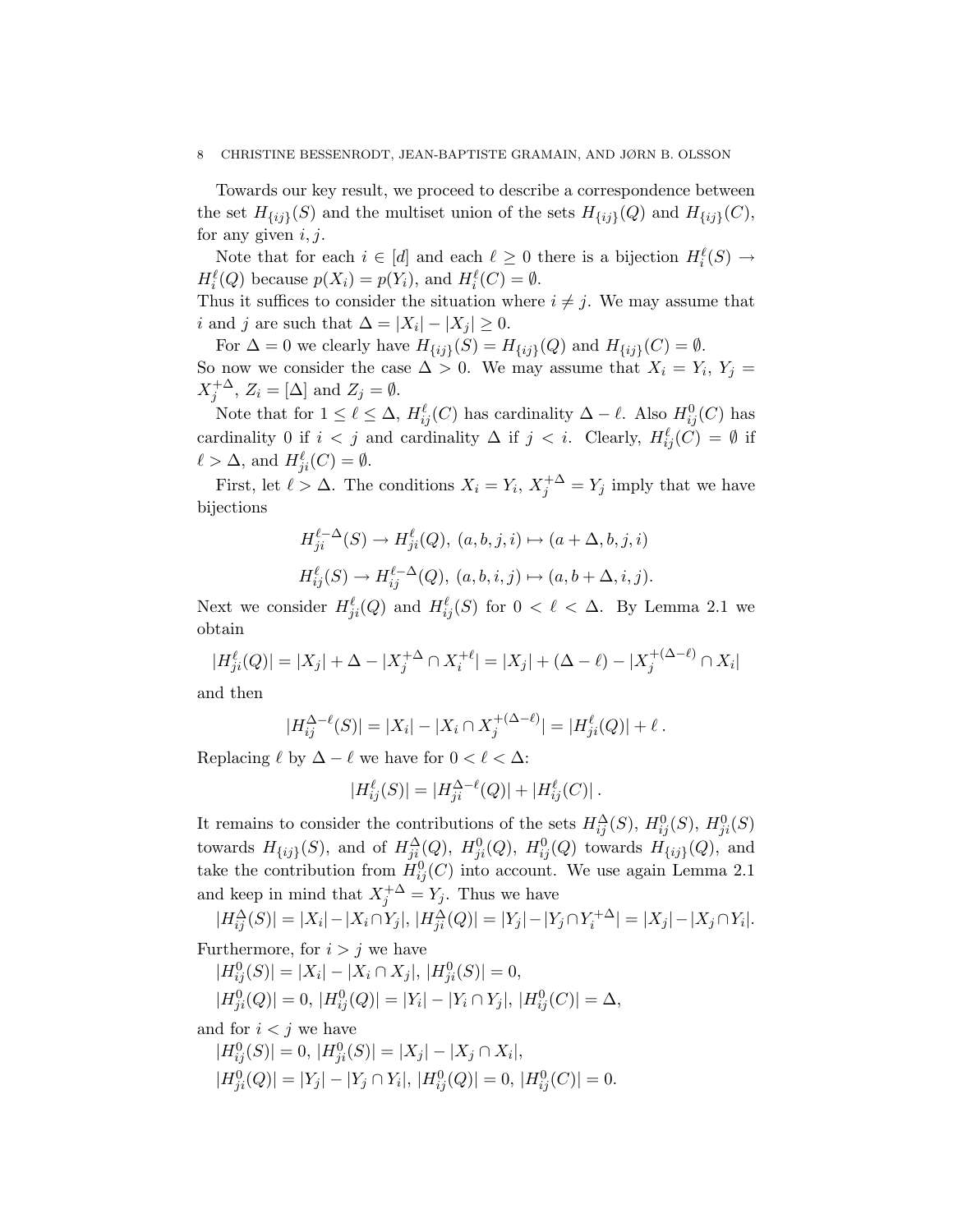Towards our key result, we proceed to describe a correspondence between the set $H_{\{ij\}}(S)$ and the multiset union of the sets $H_{\{ij\}}(Q)$ and $H_{\{ij\}}(C)$, for any given $i, j$.

Note that for each $i \in [d]$ and each $\ell \geq 0$ there is a bijection $H_i^\ell(S) \to H_i^\ell(Q)$ because $p(X_i) = p(Y_i)$, and $H_i^\ell(C) = \emptyset$.
Thus it suffices to consider the situation where $i \neq j$. We may assume that $i$ and $j$ are such that $\Delta = |X_i| - |X_j| \geq 0$.

For $\Delta = 0$ we clearly have $H_{\{ij\}}(S) = H_{\{ij\}}(Q)$ and $H_{\{ij\}}(C) = \emptyset$.
So now we consider the case $\Delta > 0$. We may assume that $X_i = Y_i$, $Y_j = X_j^{+\Delta}$, $Z_i = [\Delta]$ and $Z_j = \emptyset$.

Note that for $1 \leq \ell \leq \Delta$, $H_{ij}^\ell(C)$ has cardinality $\Delta - \ell$. Also $H_{ij}^0(C)$ has cardinality 0 if $i < j$ and cardinality $\Delta$ if $j < i$. Clearly, $H_{ij}^\ell(C) = \emptyset$ if $\ell > \Delta$, and $H_{ji}^\ell(C) = \emptyset$.

First, let $\ell > \Delta$. The conditions $X_i = Y_i$, $X_j^{+\Delta} = Y_j$ imply that we have bijections

$$H_{ji}^{\ell-\Delta}(S) \to H_{ji}^\ell(Q),\ (a, b, j, i) \mapsto (a + \Delta, b, j, i)$$

$$H_{ij}^\ell(S) \to H_{ij}^{\ell-\Delta}(Q),\ (a, b, i, j) \mapsto (a, b + \Delta, i, j).$$

Next we consider $H_{ji}^\ell(Q)$ and $H_{ij}^\ell(S)$ for $0 < \ell < \Delta$. By Lemma 2.1 we obtain

$$|H_{ji}^\ell(Q)| = |X_j| + \Delta - |X_j^{+\Delta} \cap X_i^{+\ell}| = |X_j| + (\Delta - \ell) - |X_j^{+(\Delta-\ell)} \cap X_i|$$

and then

$$|H_{ij}^{\Delta-\ell}(S)| = |X_i| - |X_i \cap X_j^{+(\Delta-\ell)}| = |H_{ji}^\ell(Q)| + \ell\,.$$

Replacing $\ell$ by $\Delta - \ell$ we have for $0 < \ell < \Delta$:

$$|H_{ij}^\ell(S)| = |H_{ji}^{\Delta-\ell}(Q)| + |H_{ij}^\ell(C)|\,.$$

It remains to consider the contributions of the sets $H_{ij}^\Delta(S)$, $H_{ij}^0(S)$, $H_{ji}^0(S)$ towards $H_{\{ij\}}(S)$, and of $H_{ji}^\Delta(Q)$, $H_{ji}^0(Q)$, $H_{ij}^0(Q)$ towards $H_{\{ij\}}(Q)$, and take the contribution from $H_{ij}^0(C)$ into account. We use again Lemma 2.1 and keep in mind that $X_j^{+\Delta} = Y_j$. Thus we have

$$|H_{ij}^\Delta(S)| = |X_i| - |X_i \cap Y_j|,\ |H_{ji}^\Delta(Q)| = |Y_j| - |Y_j \cap Y_i^{+\Delta}| = |X_j| - |X_j \cap Y_i|.$$

Furthermore, for $i > j$ we have

$|H_{ij}^0(S)| = |X_i| - |X_i \cap X_j|$, $|H_{ji}^0(S)| = 0$,

$|H_{ji}^0(Q)| = 0$, $|H_{ij}^0(Q)| = |Y_i| - |Y_i \cap Y_j|$, $|H_{ij}^0(C)| = \Delta$,

and for $i < j$ we have

$|H_{ij}^0(S)| = 0$, $|H_{ji}^0(S)| = |X_j| - |X_j \cap X_i|$,

$|H_{ji}^0(Q)| = |Y_j| - |Y_j \cap Y_i|$, $|H_{ij}^0(Q)| = 0$, $|H_{ij}^0(C)| = 0$.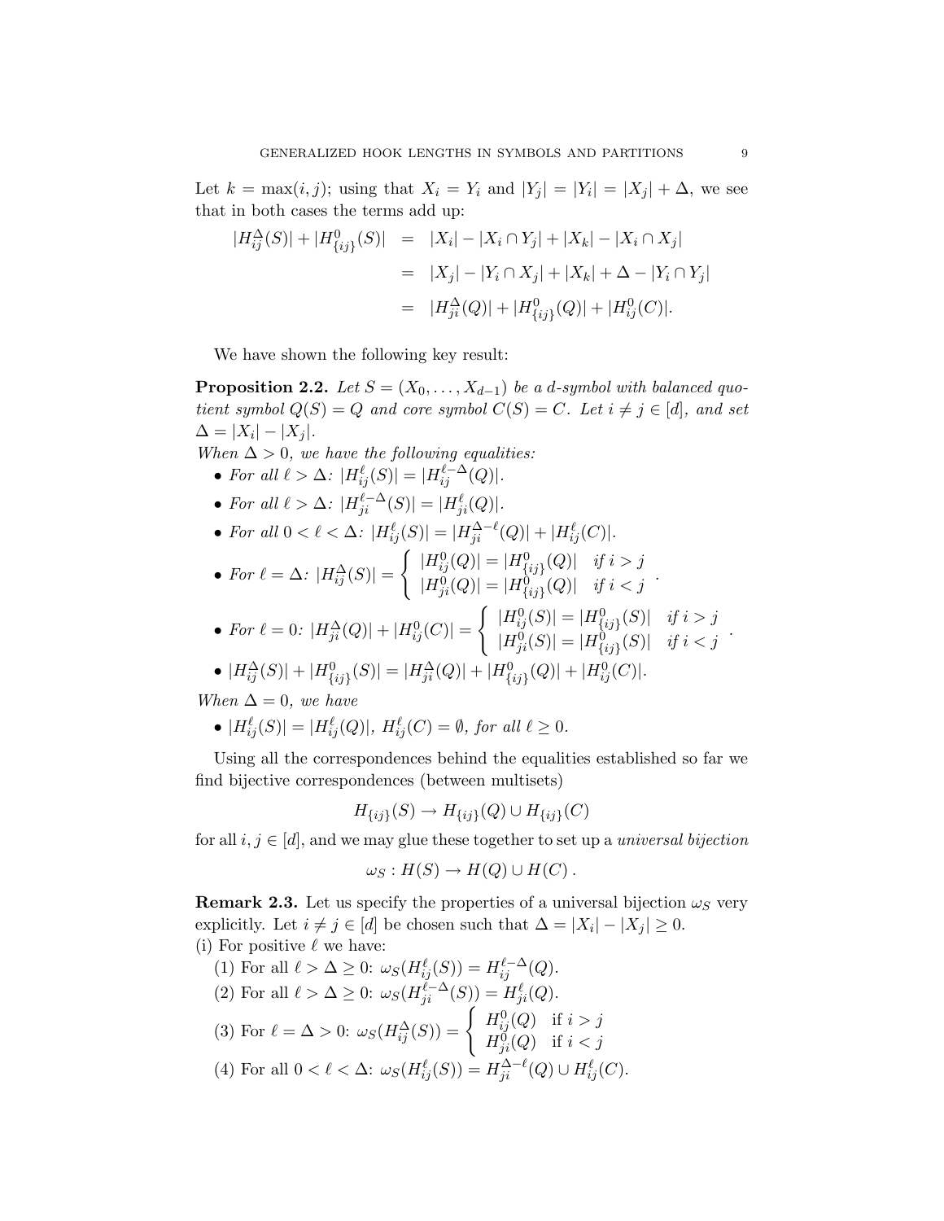Let $k = \max(i, j)$; using that $X_i = Y_i$ and $|Y_j| = |Y_i| = |X_j| + \Delta$, we see that in both cases the terms add up:

$$
\begin{aligned}
|H_{ij}^{\Delta}(S)| + |H_{\{ij\}}^{0}(S)| &= |X_i| - |X_i \cap Y_j| + |X_k| - |X_i \cap X_j| \\
&= |X_j| - |Y_i \cap X_j| + |X_k| + \Delta - |Y_i \cap Y_j| \\
&= |H_{ji}^{\Delta}(Q)| + |H_{\{ij\}}^{0}(Q)| + |H_{ij}^{0}(C)|.
\end{aligned}
$$

We have shown the following key result:

**Proposition 2.2.** *Let $S = (X_0, \ldots, X_{d-1})$ be a $d$-symbol with balanced quotient symbol $Q(S) = Q$ and core symbol $C(S) = C$. Let $i \neq j \in [d]$, and set $\Delta = |X_i| - |X_j|$.*

*When $\Delta > 0$, we have the following equalities:*

- *For all $\ell > \Delta$: $|H_{ij}^{\ell}(S)| = |H_{ij}^{\ell-\Delta}(Q)|$.*
- *For all $\ell > \Delta$: $|H_{ji}^{\ell-\Delta}(S)| = |H_{ji}^{\ell}(Q)|$.*
- *For all $0 < \ell < \Delta$: $|H_{ij}^{\ell}(S)| = |H_{ji}^{\Delta-\ell}(Q)| + |H_{ij}^{\ell}(C)|$.*
- *For $\ell = \Delta$: $|H_{ij}^{\Delta}(S)| = \begin{cases} |H_{ij}^{0}(Q)| = |H_{\{ij\}}^{0}(Q)| & \text{if } i > j \\ |H_{ji}^{0}(Q)| = |H_{\{ij\}}^{0}(Q)| & \text{if } i < j \end{cases}$.*
- *For $\ell = 0$: $|H_{ji}^{\Delta}(Q)| + |H_{ij}^{0}(C)| = \begin{cases} |H_{ij}^{0}(S)| = |H_{\{ij\}}^{0}(S)| & \text{if } i > j \\ |H_{ji}^{0}(S)| = |H_{\{ij\}}^{0}(S)| & \text{if } i < j \end{cases}$.*
- *$|H_{ij}^{\Delta}(S)| + |H_{\{ij\}}^{0}(S)| = |H_{ji}^{\Delta}(Q)| + |H_{\{ij\}}^{0}(Q)| + |H_{ij}^{0}(C)|$.*

*When $\Delta = 0$, we have*

- *$|H_{ij}^{\ell}(S)| = |H_{ij}^{\ell}(Q)|$, $H_{ij}^{\ell}(C) = \emptyset$, for all $\ell \geq 0$.*

Using all the correspondences behind the equalities established so far we find bijective correspondences (between multisets)

$$H_{\{ij\}}(S) \to H_{\{ij\}}(Q) \cup H_{\{ij\}}(C)$$

for all $i, j \in [d]$, and we may glue these together to set up a *universal bijection*

$$\omega_S : H(S) \to H(Q) \cup H(C)\,.$$

**Remark 2.3.** Let us specify the properties of a universal bijection $\omega_S$ very explicitly. Let $i \neq j \in [d]$ be chosen such that $\Delta = |X_i| - |X_j| \geq 0$.

(i) For positive $\ell$ we have:

(1) For all $\ell > \Delta \geq 0$: $\omega_S(H_{ij}^{\ell}(S)) = H_{ij}^{\ell-\Delta}(Q)$.

(2) For all $\ell > \Delta \geq 0$: $\omega_S(H_{ji}^{\ell-\Delta}(S)) = H_{ji}^{\ell}(Q)$.

(3) For $\ell = \Delta > 0$: $\omega_S(H_{ij}^{\Delta}(S)) = \begin{cases} H_{ij}^{0}(Q) & \text{if } i > j \\ H_{ji}^{0}(Q) & \text{if } i < j \end{cases}$

(4) For all $0 < \ell < \Delta$: $\omega_S(H_{ij}^{\ell}(S)) = H_{ji}^{\Delta-\ell}(Q) \cup H_{ij}^{\ell}(C)$.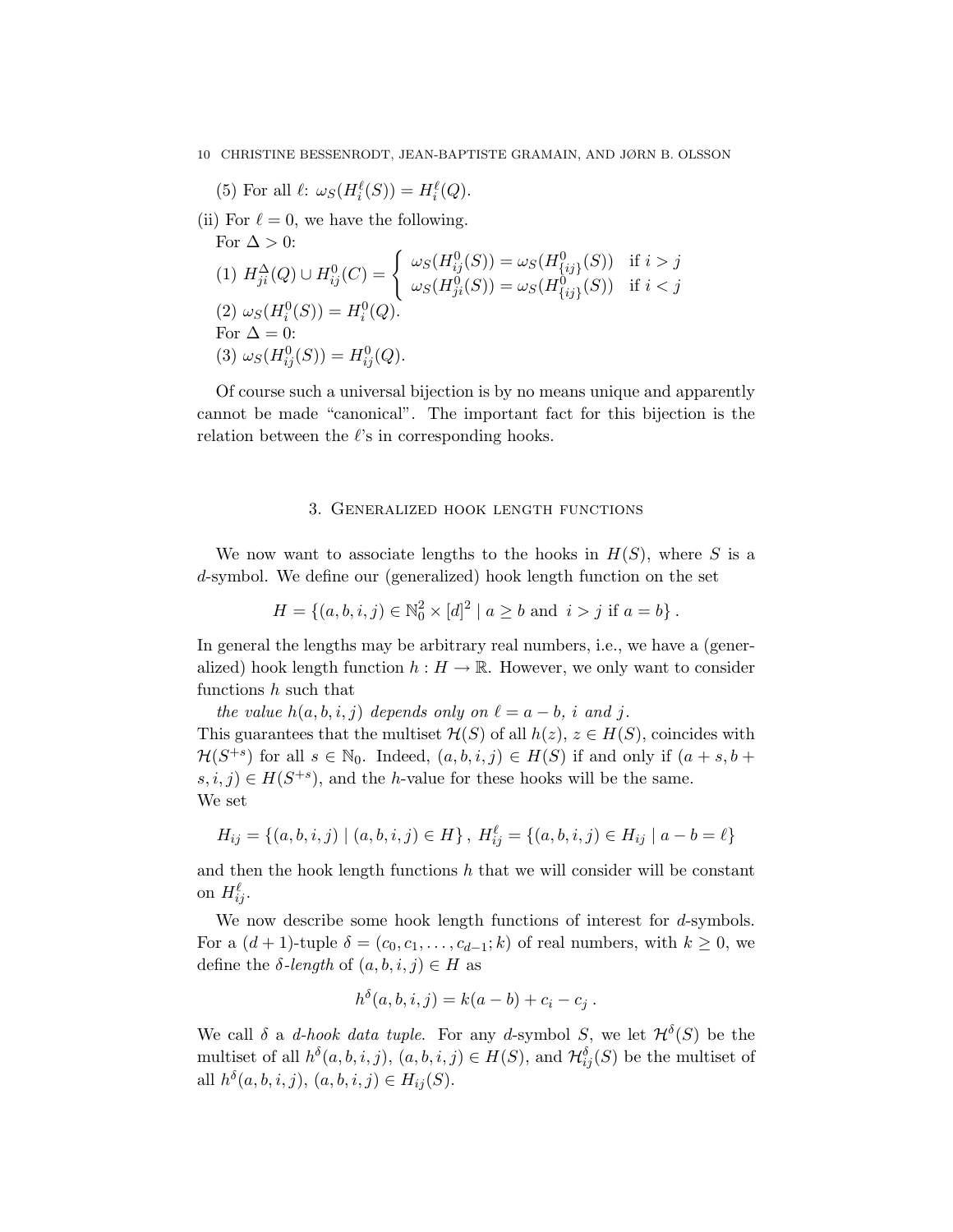(5) For all $\ell$: $\omega_S(H_i^\ell(S)) = H_i^\ell(Q)$.

(ii) For $\ell = 0$, we have the following.
For $\Delta > 0$:
(1) $H_{ji}^{\Delta}(Q) \cup H_{ij}^0(C) = \begin{cases} \omega_S(H_{ij}^0(S)) = \omega_S(H_{\{ij\}}^0(S)) & \text{if } i > j \\ \omega_S(H_{ji}^0(S)) = \omega_S(H_{\{ij\}}^0(S)) & \text{if } i < j \end{cases}$
(2) $\omega_S(H_i^0(S)) = H_i^0(Q)$.
For $\Delta = 0$:
(3) $\omega_S(H_{ij}^0(S)) = H_{ij}^0(Q)$.

Of course such a universal bijection is by no means unique and apparently cannot be made "canonical". The important fact for this bijection is the relation between the $\ell$'s in corresponding hooks.

## 3. Generalized hook length functions

We now want to associate lengths to the hooks in $H(S)$, where $S$ is a $d$-symbol. We define our (generalized) hook length function on the set

$$H = \{(a, b, i, j) \in \mathbb{N}_0^2 \times [d]^2 \mid a \geq b \text{ and } i > j \text{ if } a = b\}.$$

In general the lengths may be arbitrary real numbers, i.e., we have a (generalized) hook length function $h : H \to \mathbb{R}$. However, we only want to consider functions $h$ such that

*the value $h(a, b, i, j)$ depends only on $\ell = a - b$, $i$ and $j$.*

This guarantees that the multiset $\mathcal{H}(S)$ of all $h(z)$, $z \in H(S)$, coincides with $\mathcal{H}(S^{+s})$ for all $s \in \mathbb{N}_0$. Indeed, $(a, b, i, j) \in H(S)$ if and only if $(a + s, b + s, i, j) \in H(S^{+s})$, and the $h$-value for these hooks will be the same.
We set

$$H_{ij} = \{(a, b, i, j) \mid (a, b, i, j) \in H\}, \; H_{ij}^\ell = \{(a, b, i, j) \in H_{ij} \mid a - b = \ell\}$$

and then the hook length functions $h$ that we will consider will be constant on $H_{ij}^\ell$.

We now describe some hook length functions of interest for $d$-symbols. For a $(d+1)$-tuple $\delta = (c_0, c_1, \ldots, c_{d-1}; k)$ of real numbers, with $k \geq 0$, we define the *$\delta$-length* of $(a, b, i, j) \in H$ as

$$h^\delta(a, b, i, j) = k(a - b) + c_i - c_j.$$

We call $\delta$ a *$d$-hook data tuple*. For any $d$-symbol $S$, we let $\mathcal{H}^\delta(S)$ be the multiset of all $h^\delta(a, b, i, j)$, $(a, b, i, j) \in H(S)$, and $\mathcal{H}_{ij}^\delta(S)$ be the multiset of all $h^\delta(a, b, i, j)$, $(a, b, i, j) \in H_{ij}(S)$.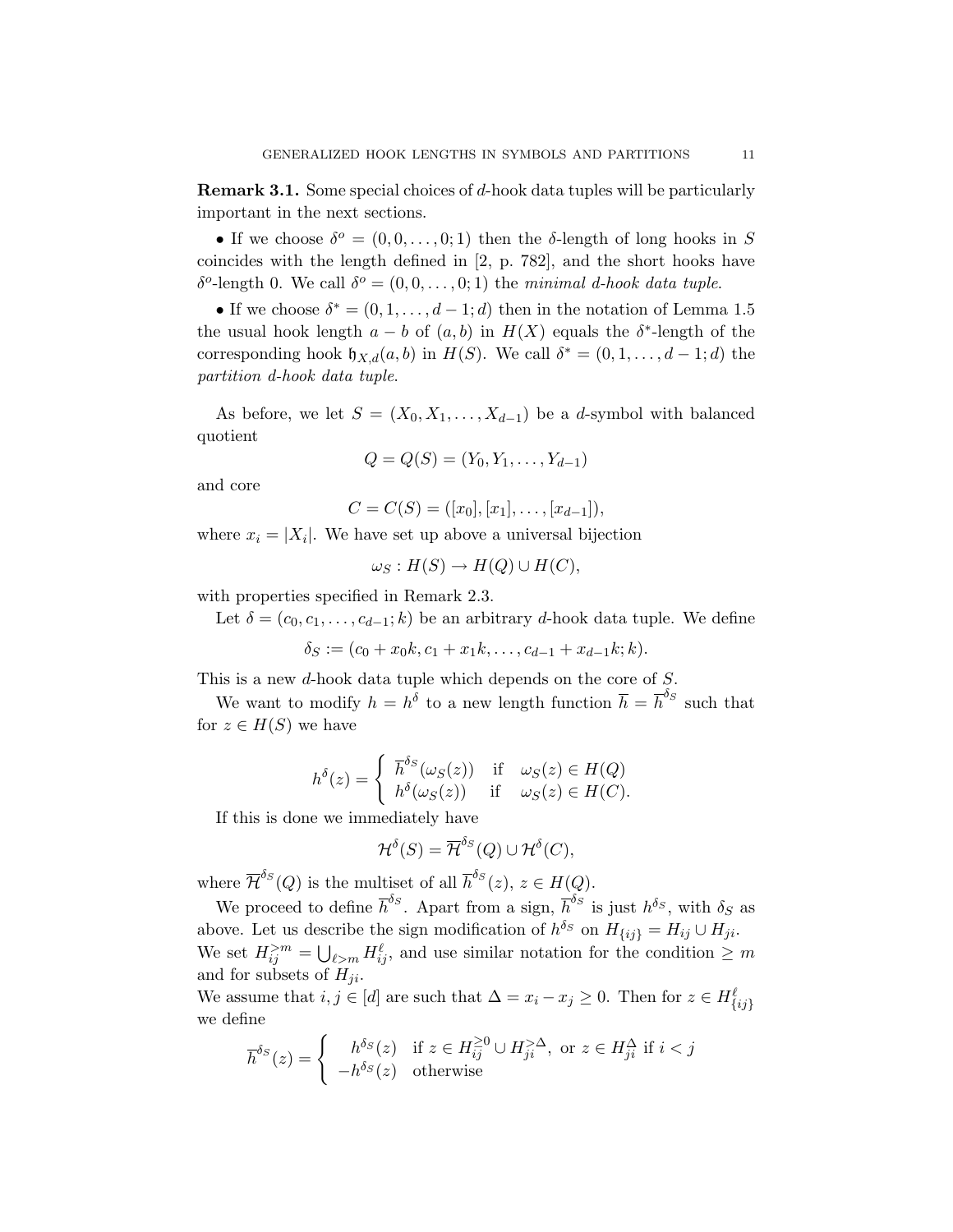**Remark 3.1.** Some special choices of $d$-hook data tuples will be particularly important in the next sections.

• If we choose $\delta^o = (0, 0, \dots, 0; 1)$ then the $\delta$-length of long hooks in $S$ coincides with the length defined in [2, p. 782], and the short hooks have $\delta^o$-length 0. We call $\delta^o = (0, 0, \dots, 0; 1)$ the *minimal d-hook data tuple*.

• If we choose $\delta^* = (0, 1, \dots, d-1; d)$ then in the notation of Lemma 1.5 the usual hook length $a - b$ of $(a, b)$ in $H(X)$ equals the $\delta^*$-length of the corresponding hook $\mathfrak{h}_{X,d}(a, b)$ in $H(S)$. We call $\delta^* = (0, 1, \dots, d-1; d)$ the *partition d-hook data tuple*.

As before, we let $S = (X_0, X_1, \dots, X_{d-1})$ be a $d$-symbol with balanced quotient

$$Q = Q(S) = (Y_0, Y_1, \dots, Y_{d-1})$$

and core

$$C = C(S) = ([x_0], [x_1], \dots, [x_{d-1}]),$$

where $x_i = |X_i|$. We have set up above a universal bijection

$$\omega_S : H(S) \to H(Q) \cup H(C),$$

with properties specified in Remark 2.3.

Let $\delta = (c_0, c_1, \dots, c_{d-1}; k)$ be an arbitrary $d$-hook data tuple. We define

$$\delta_S := (c_0 + x_0 k, c_1 + x_1 k, \dots, c_{d-1} + x_{d-1} k; k).$$

This is a new $d$-hook data tuple which depends on the core of $S$.

We want to modify $h = h^\delta$ to a new length function $\overline{h} = \overline{h}^{\delta_S}$ such that for $z \in H(S)$ we have

$$h^\delta(z) = \begin{cases} \overline{h}^{\delta_S}(\omega_S(z)) & \text{if} \quad \omega_S(z) \in H(Q) \\ h^\delta(\omega_S(z)) & \text{if} \quad \omega_S(z) \in H(C). \end{cases}$$

If this is done we immediately have

$$\mathcal{H}^\delta(S) = \overline{\mathcal{H}}^{\delta_S}(Q) \cup \mathcal{H}^\delta(C),$$

where $\overline{\mathcal{H}}^{\delta_S}(Q)$ is the multiset of all $\overline{h}^{\delta_S}(z)$, $z \in H(Q)$.

We proceed to define $\overline{h}^{\delta_S}$. Apart from a sign, $\overline{h}^{\delta_S}$ is just $h^{\delta_S}$, with $\delta_S$ as above. Let us describe the sign modification of $h^{\delta_S}$ on $H_{\{ij\}} = H_{ij} \cup H_{ji}$. We set $H_{ij}^{>m} = \bigcup_{\ell > m} H_{ij}^\ell$, and use similar notation for the condition $\geq m$ and for subsets of $H_{ji}$.

We assume that $i, j \in [d]$ are such that $\Delta = x_i - x_j \geq 0$. Then for $z \in H_{\{ij\}}^\ell$ we define

$$\overline{h}^{\delta_S}(z) = \begin{cases} h^{\delta_S}(z) & \text{if } z \in H_{ij}^{\geq 0} \cup H_{ji}^{>\Delta}, \text{ or } z \in H_{ji}^{\Delta} \text{ if } i < j \\ -h^{\delta_S}(z) & \text{otherwise} \end{cases}$$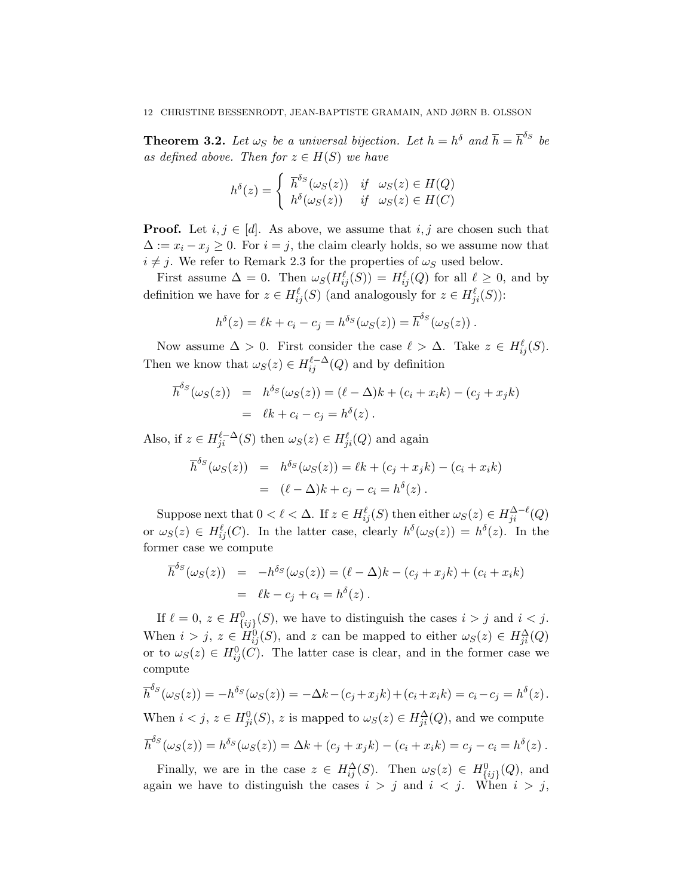**Theorem 3.2.** *Let $\omega_S$ be a universal bijection. Let $h = h^\delta$ and $\overline{h} = \overline{h}^{\delta_S}$ be as defined above. Then for $z \in H(S)$ we have*

$$h^\delta(z) = \begin{cases} \overline{h}^{\delta_S}(\omega_S(z)) & \text{if} \quad \omega_S(z) \in H(Q) \\ h^\delta(\omega_S(z)) & \text{if} \quad \omega_S(z) \in H(C) \end{cases}$$

**Proof.** Let $i, j \in [d]$. As above, we assume that $i, j$ are chosen such that $\Delta := x_i - x_j \geq 0$. For $i = j$, the claim clearly holds, so we assume now that $i \neq j$. We refer to Remark 2.3 for the properties of $\omega_S$ used below.

First assume $\Delta = 0$. Then $\omega_S(H_{ij}^\ell(S)) = H_{ij}^\ell(Q)$ for all $\ell \geq 0$, and by definition we have for $z \in H_{ij}^\ell(S)$ (and analogously for $z \in H_{ji}^\ell(S)$):

$$h^\delta(z) = \ell k + c_i - c_j = h^{\delta_S}(\omega_S(z)) = \overline{h}^{\delta_S}(\omega_S(z)) \, .$$

Now assume $\Delta > 0$. First consider the case $\ell > \Delta$. Take $z \in H_{ij}^\ell(S)$. Then we know that $\omega_S(z) \in H_{ij}^{\ell - \Delta}(Q)$ and by definition

$$\begin{aligned} \overline{h}^{\delta_S}(\omega_S(z)) &= h^{\delta_S}(\omega_S(z)) = (\ell - \Delta)k + (c_i + x_i k) - (c_j + x_j k) \\ &= \ell k + c_i - c_j = h^\delta(z) \, . \end{aligned}$$

Also, if $z \in H_{ji}^{\ell - \Delta}(S)$ then $\omega_S(z) \in H_{ji}^\ell(Q)$ and again

$$\begin{aligned} \overline{h}^{\delta_S}(\omega_S(z)) &= h^{\delta_S}(\omega_S(z)) = \ell k + (c_j + x_j k) - (c_i + x_i k) \\ &= (\ell - \Delta)k + c_j - c_i = h^\delta(z) \, . \end{aligned}$$

Suppose next that $0 < \ell < \Delta$. If $z \in H_{ij}^\ell(S)$ then either $\omega_S(z) \in H_{ji}^{\Delta - \ell}(Q)$ or $\omega_S(z) \in H_{ij}^\ell(C)$. In the latter case, clearly $h^\delta(\omega_S(z)) = h^\delta(z)$. In the former case we compute

$$\begin{aligned} \overline{h}^{\delta_S}(\omega_S(z)) &= -h^{\delta_S}(\omega_S(z)) = (\ell - \Delta)k - (c_j + x_j k) + (c_i + x_i k) \\ &= \ell k - c_j + c_i = h^\delta(z) \, . \end{aligned}$$

If $\ell = 0$, $z \in H_{\{ij\}}^0(S)$, we have to distinguish the cases $i > j$ and $i < j$. When $i > j$, $z \in H_{ij}^0(S)$, and $z$ can be mapped to either $\omega_S(z) \in H_{ji}^\Delta(Q)$ or to $\omega_S(z) \in H_{ij}^0(C)$. The latter case is clear, and in the former case we compute

$$\overline{h}^{\delta_S}(\omega_S(z)) = -h^{\delta_S}(\omega_S(z)) = -\Delta k - (c_j + x_j k) + (c_i + x_i k) = c_i - c_j = h^\delta(z) \, .$$

When $i < j$, $z \in H_{ji}^0(S)$, $z$ is mapped to $\omega_S(z) \in H_{ji}^\Delta(Q)$, and we compute

$$\overline{h}^{\delta_S}(\omega_S(z)) = h^{\delta_S}(\omega_S(z)) = \Delta k + (c_j + x_j k) - (c_i + x_i k) = c_j - c_i = h^\delta(z) \, .$$

Finally, we are in the case $z \in H_{ij}^\Delta(S)$. Then $\omega_S(z) \in H_{\{ij\}}^0(Q)$, and again we have to distinguish the cases $i > j$ and $i < j$. When $i > j$,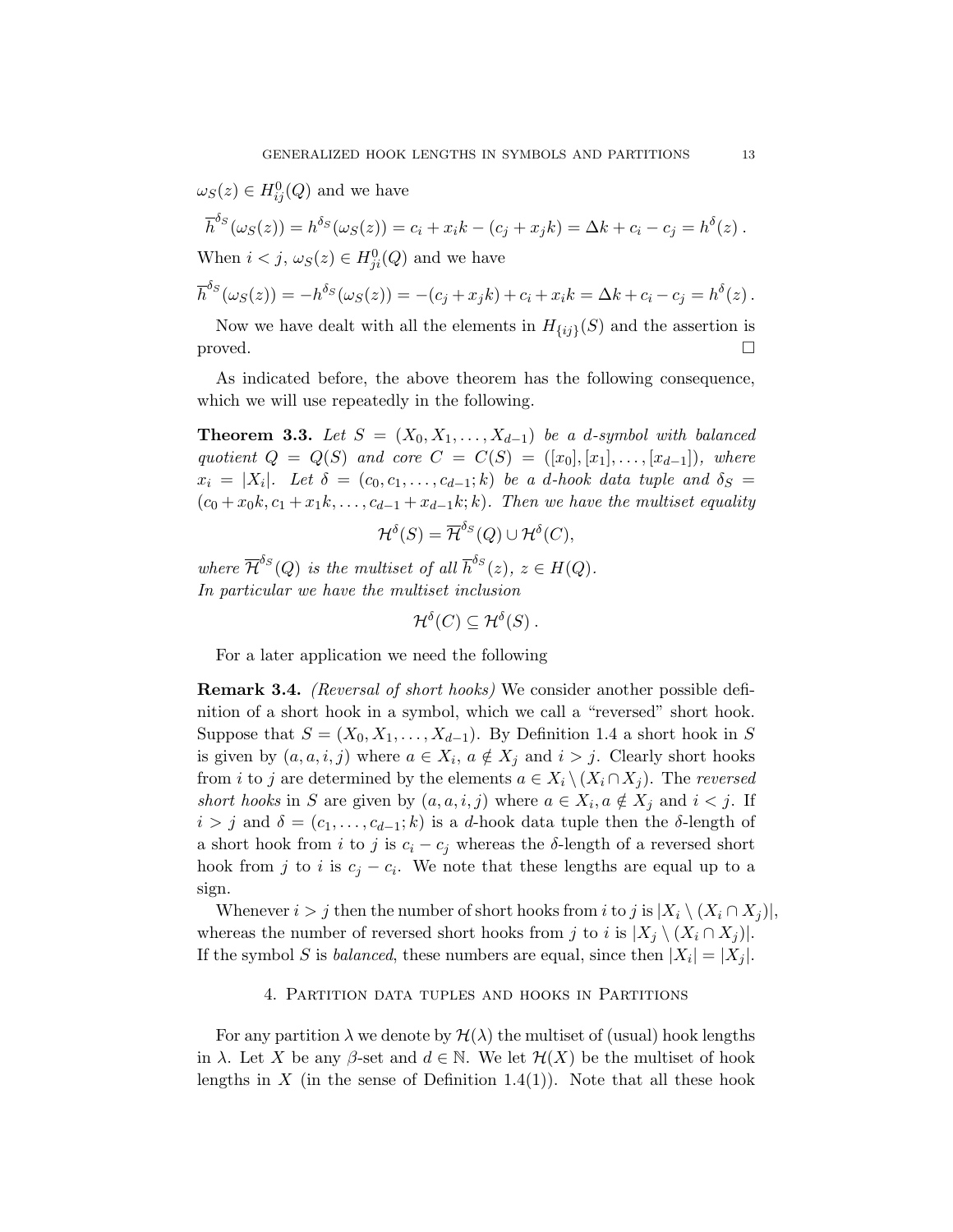$\omega_S(z) \in H^0_{ij}(Q)$ and we have

$$\overline{h}^{\delta_S}(\omega_S(z)) = h^{\delta_S}(\omega_S(z)) = c_i + x_i k - (c_j + x_j k) = \Delta k + c_i - c_j = h^{\delta}(z)\,.$$

When $i < j$, $\omega_S(z) \in H^0_{ji}(Q)$ and we have

$$\overline{h}^{\delta_S}(\omega_S(z)) = -h^{\delta_S}(\omega_S(z)) = -(c_j + x_j k) + c_i + x_i k = \Delta k + c_i - c_j = h^{\delta}(z)\,.$$

Now we have dealt with all the elements in $H_{\{ij\}}(S)$ and the assertion is proved. $\square$

As indicated before, the above theorem has the following consequence, which we will use repeatedly in the following.

**Theorem 3.3.** *Let $S = (X_0, X_1, \ldots, X_{d-1})$ be a $d$-symbol with balanced quotient $Q = Q(S)$ and core $C = C(S) = ([x_0], [x_1], \ldots, [x_{d-1}])$, where $x_i = |X_i|$. Let $\delta = (c_0, c_1, \ldots, c_{d-1}; k)$ be a $d$-hook data tuple and $\delta_S = (c_0 + x_0 k, c_1 + x_1 k, \ldots, c_{d-1} + x_{d-1} k; k)$. Then we have the multiset equality*

$$\mathcal{H}^{\delta}(S) = \overline{\mathcal{H}}^{\delta_S}(Q) \cup \mathcal{H}^{\delta}(C),$$

*where $\overline{\mathcal{H}}^{\delta_S}(Q)$ is the multiset of all $\overline{h}^{\delta_S}(z)$, $z \in H(Q)$.*
*In particular we have the multiset inclusion*

$$\mathcal{H}^{\delta}(C) \subseteq \mathcal{H}^{\delta}(S)\,.$$

For a later application we need the following

**Remark 3.4.** *(Reversal of short hooks)* We consider another possible definition of a short hook in a symbol, which we call a "reversed" short hook. Suppose that $S = (X_0, X_1, \ldots, X_{d-1})$. By Definition 1.4 a short hook in $S$ is given by $(a, a, i, j)$ where $a \in X_i$, $a \notin X_j$ and $i > j$. Clearly short hooks from $i$ to $j$ are determined by the elements $a \in X_i \setminus (X_i \cap X_j)$. The *reversed short hooks* in $S$ are given by $(a, a, i, j)$ where $a \in X_i, a \notin X_j$ and $i < j$. If $i > j$ and $\delta = (c_1, \ldots, c_{d-1}; k)$ is a $d$-hook data tuple then the $\delta$-length of a short hook from $i$ to $j$ is $c_i - c_j$ whereas the $\delta$-length of a reversed short hook from $j$ to $i$ is $c_j - c_i$. We note that these lengths are equal up to a sign.

Whenever $i > j$ then the number of short hooks from $i$ to $j$ is $|X_i \setminus (X_i \cap X_j)|$, whereas the number of reversed short hooks from $j$ to $i$ is $|X_j \setminus (X_i \cap X_j)|$. If the symbol $S$ is *balanced*, these numbers are equal, since then $|X_i| = |X_j|$.

## 4. Partition data tuples and hooks in Partitions

For any partition $\lambda$ we denote by $\mathcal{H}(\lambda)$ the multiset of (usual) hook lengths in $\lambda$. Let $X$ be any $\beta$-set and $d \in \mathbb{N}$. We let $\mathcal{H}(X)$ be the multiset of hook lengths in $X$ (in the sense of Definition 1.4(1)). Note that all these hook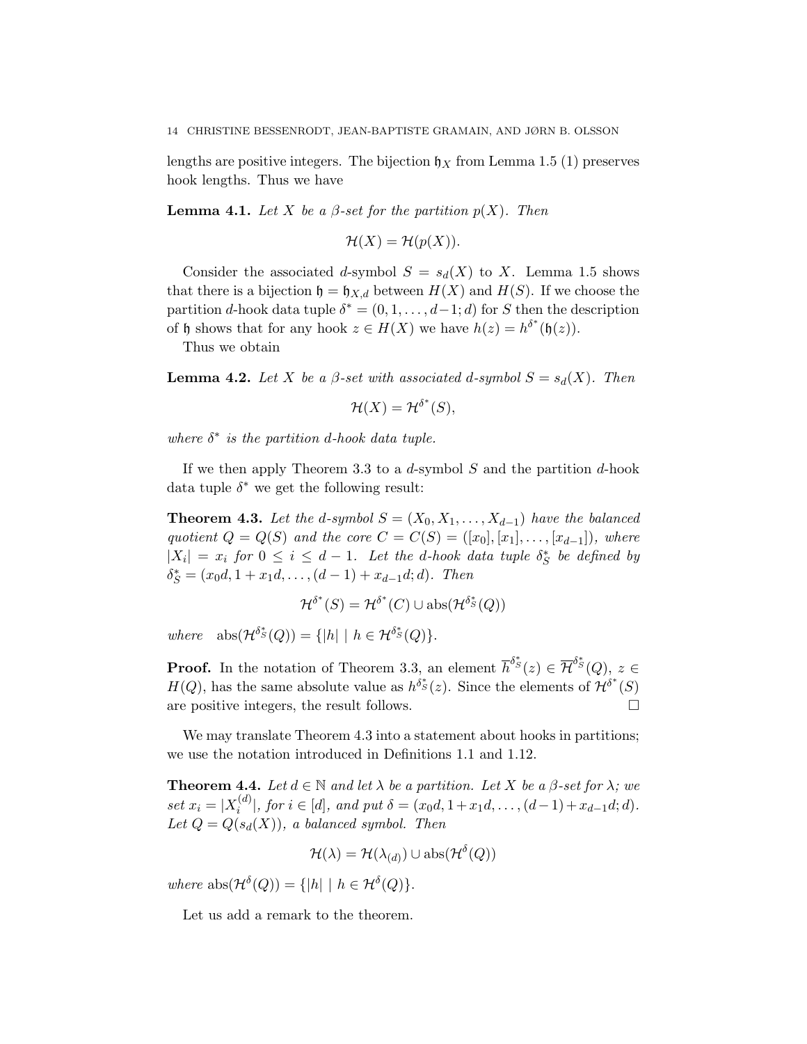lengths are positive integers. The bijection $\mathfrak{h}_X$ from Lemma 1.5 (1) preserves hook lengths. Thus we have

**Lemma 4.1.** *Let $X$ be a $\beta$-set for the partition $p(X)$. Then*

$$\mathcal{H}(X) = \mathcal{H}(p(X)).$$

Consider the associated $d$-symbol $S = s_d(X)$ to $X$. Lemma 1.5 shows that there is a bijection $\mathfrak{h} = \mathfrak{h}_{X,d}$ between $H(X)$ and $H(S)$. If we choose the partition $d$-hook data tuple $\delta^* = (0, 1, \ldots, d-1; d)$ for $S$ then the description of $\mathfrak{h}$ shows that for any hook $z \in H(X)$ we have $h(z) = h^{\delta^*}(\mathfrak{h}(z))$.

Thus we obtain

**Lemma 4.2.** *Let $X$ be a $\beta$-set with associated $d$-symbol $S = s_d(X)$. Then*

$$\mathcal{H}(X) = \mathcal{H}^{\delta^*}(S),$$

*where $\delta^*$ is the partition $d$-hook data tuple.*

If we then apply Theorem 3.3 to a $d$-symbol $S$ and the partition $d$-hook data tuple $\delta^*$ we get the following result:

**Theorem 4.3.** *Let the $d$-symbol $S = (X_0, X_1, \ldots, X_{d-1})$ have the balanced quotient $Q = Q(S)$ and the core $C = C(S) = ([x_0], [x_1], \ldots, [x_{d-1}])$, where $|X_i| = x_i$ for $0 \leq i \leq d-1$. Let the $d$-hook data tuple $\delta^*_S$ be defined by $\delta^*_S = (x_0 d, 1 + x_1 d, \ldots, (d-1) + x_{d-1} d; d)$. Then*

$$\mathcal{H}^{\delta^*}(S) = \mathcal{H}^{\delta^*}(C) \cup \operatorname{abs}(\mathcal{H}^{\delta^*_S}(Q))$$

*where* $\operatorname{abs}(\mathcal{H}^{\delta^*_S}(Q)) = \{|h| \mid h \in \mathcal{H}^{\delta^*_S}(Q)\}$.

**Proof.** In the notation of Theorem 3.3, an element $\overline{h}^{\delta^*_S}(z) \in \overline{\mathcal{H}}^{\delta^*_S}(Q)$, $z \in H(Q)$, has the same absolute value as $h^{\delta^*_S}(z)$. Since the elements of $\mathcal{H}^{\delta^*}(S)$ are positive integers, the result follows. $\square$

We may translate Theorem 4.3 into a statement about hooks in partitions; we use the notation introduced in Definitions 1.1 and 1.12.

**Theorem 4.4.** *Let $d \in \mathbb{N}$ and let $\lambda$ be a partition. Let $X$ be a $\beta$-set for $\lambda$; we set $x_i = |X_i^{(d)}|$, for $i \in [d]$, and put $\delta = (x_0 d, 1 + x_1 d, \ldots, (d-1) + x_{d-1} d; d)$. Let $Q = Q(s_d(X))$, a balanced symbol. Then*

$$\mathcal{H}(\lambda) = \mathcal{H}(\lambda_{(d)}) \cup \operatorname{abs}(\mathcal{H}^{\delta}(Q))$$

*where* $\operatorname{abs}(\mathcal{H}^{\delta}(Q)) = \{|h| \mid h \in \mathcal{H}^{\delta}(Q)\}$.

Let us add a remark to the theorem.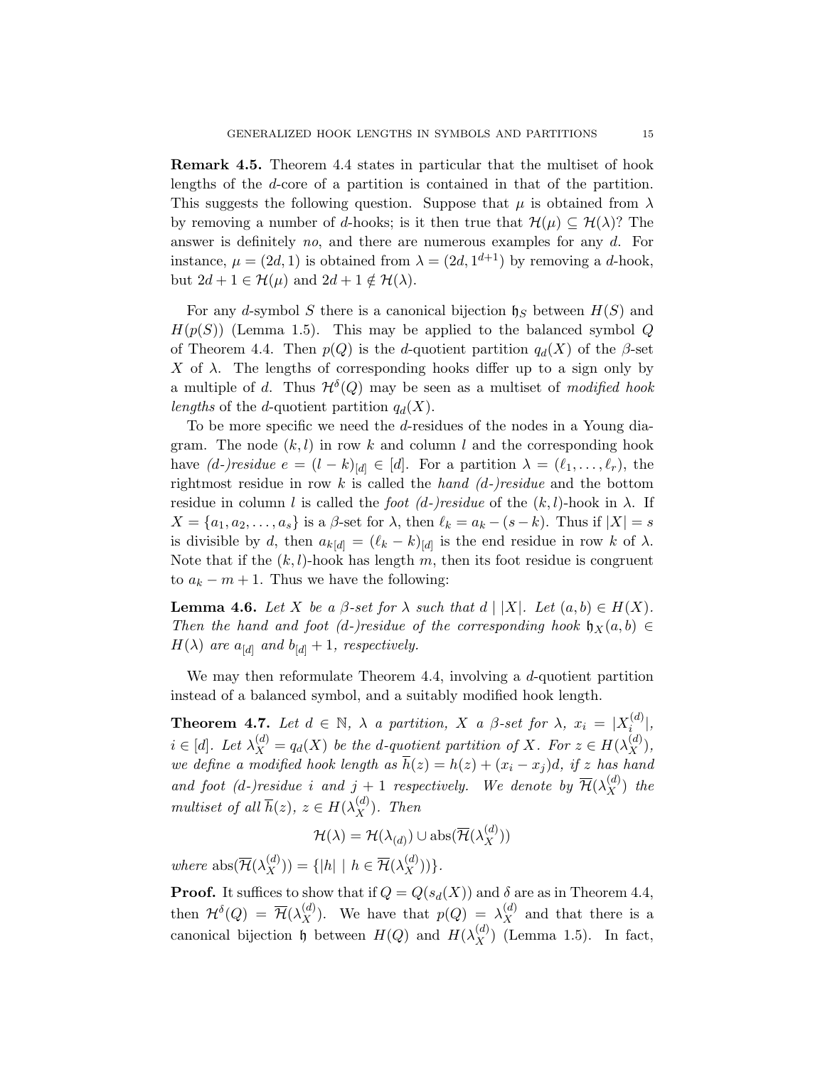**Remark 4.5.** Theorem 4.4 states in particular that the multiset of hook lengths of the $d$-core of a partition is contained in that of the partition. This suggests the following question. Suppose that $\mu$ is obtained from $\lambda$ by removing a number of $d$-hooks; is it then true that $\mathcal{H}(\mu) \subseteq \mathcal{H}(\lambda)$? The answer is definitely *no*, and there are numerous examples for any $d$. For instance, $\mu = (2d, 1)$ is obtained from $\lambda = (2d, 1^{d+1})$ by removing a $d$-hook, but $2d + 1 \in \mathcal{H}(\mu)$ and $2d + 1 \notin \mathcal{H}(\lambda)$.

For any $d$-symbol $S$ there is a canonical bijection $\mathfrak{h}_S$ between $H(S)$ and $H(p(S))$ (Lemma 1.5). This may be applied to the balanced symbol $Q$ of Theorem 4.4. Then $p(Q)$ is the $d$-quotient partition $q_d(X)$ of the $\beta$-set $X$ of $\lambda$. The lengths of corresponding hooks differ up to a sign only by a multiple of $d$. Thus $\mathcal{H}^\delta(Q)$ may be seen as a multiset of *modified hook lengths* of the $d$-quotient partition $q_d(X)$.

To be more specific we need the $d$-residues of the nodes in a Young diagram. The node $(k, l)$ in row $k$ and column $l$ and the corresponding hook have *(d-)residue* $e = (l - k)_{[d]} \in [d]$. For a partition $\lambda = (\ell_1, \dots, \ell_r)$, the rightmost residue in row $k$ is called the *hand (d-)residue* and the bottom residue in column $l$ is called the *foot (d-)residue* of the $(k, l)$-hook in $\lambda$. If $X = \{a_1, a_2, \dots, a_s\}$ is a $\beta$-set for $\lambda$, then $\ell_k = a_k - (s - k)$. Thus if $|X| = s$ is divisible by $d$, then $a_{k[d]} = (\ell_k - k)_{[d]}$ is the end residue in row $k$ of $\lambda$. Note that if the $(k, l)$-hook has length $m$, then its foot residue is congruent to $a_k - m + 1$. Thus we have the following:

**Lemma 4.6.** *Let $X$ be a $\beta$-set for $\lambda$ such that $d \mid |X|$. Let $(a, b) \in H(X)$. Then the hand and foot (d-)residue of the corresponding hook $\mathfrak{h}_X(a, b) \in H(\lambda)$ are $a_{[d]}$ and $b_{[d]} + 1$, respectively.*

We may then reformulate Theorem 4.4, involving a $d$-quotient partition instead of a balanced symbol, and a suitably modified hook length.

**Theorem 4.7.** *Let $d \in \mathbb{N}$, $\lambda$ a partition, $X$ a $\beta$-set for $\lambda$, $x_i = |X_i^{(d)}|$, $i \in [d]$. Let $\lambda_X^{(d)} = q_d(X)$ be the d-quotient partition of $X$. For $z \in H(\lambda_X^{(d)})$, we define a modified hook length as $\overline{h}(z) = h(z) + (x_i - x_j)d$, if $z$ has hand and foot (d-)residue $i$ and $j + 1$ respectively. We denote by $\overline{\mathcal{H}}(\lambda_X^{(d)})$ the multiset of all $\overline{h}(z)$, $z \in H(\lambda_X^{(d)})$. Then*

$$\mathcal{H}(\lambda) = \mathcal{H}(\lambda_{(d)}) \cup \operatorname{abs}(\overline{\mathcal{H}}(\lambda_X^{(d)}))$$

*where* $\operatorname{abs}(\overline{\mathcal{H}}(\lambda_X^{(d)})) = \{|h| \mid h \in \overline{\mathcal{H}}(\lambda_X^{(d)})\}$.

**Proof.** It suffices to show that if $Q = Q(s_d(X))$ and $\delta$ are as in Theorem 4.4, then $\mathcal{H}^\delta(Q) = \overline{\mathcal{H}}(\lambda_X^{(d)})$. We have that $p(Q) = \lambda_X^{(d)}$ and that there is a canonical bijection $\mathfrak{h}$ between $H(Q)$ and $H(\lambda_X^{(d)})$ (Lemma 1.5). In fact,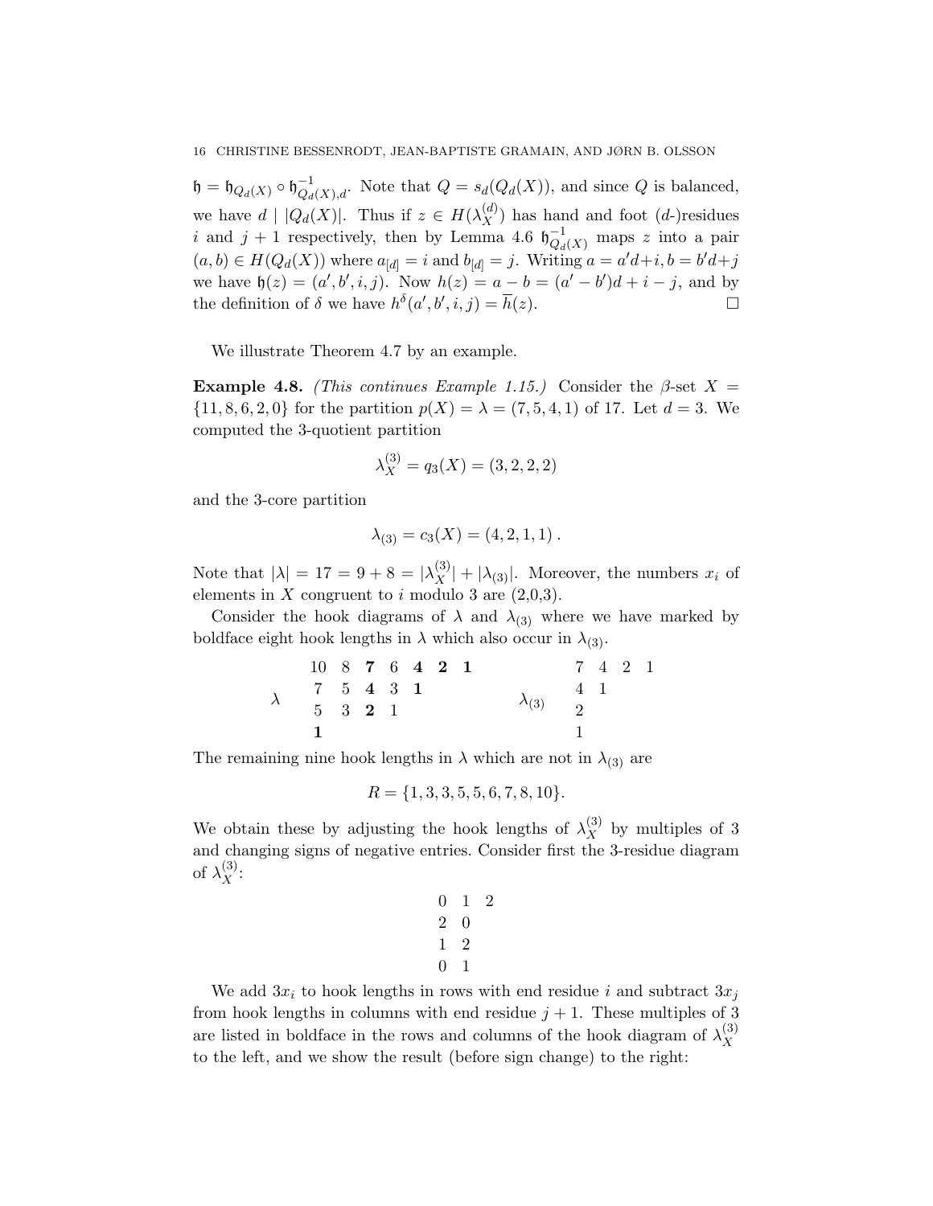$\mathfrak{h} = \mathfrak{h}_{Q_d(X)} \circ \mathfrak{h}^{-1}_{Q_d(X),d}$. Note that $Q = s_d(Q_d(X))$, and since $Q$ is balanced, we have $d \mid |Q_d(X)|$. Thus if $z \in H(\lambda_X^{(d)})$ has hand and foot ($d$-)residues $i$ and $j+1$ respectively, then by Lemma 4.6 $\mathfrak{h}^{-1}_{Q_d(X)}$ maps $z$ into a pair $(a,b) \in H(Q_d(X))$ where $a_{[d]} = i$ and $b_{[d]} = j$. Writing $a = a'd+i, b = b'd+j$ we have $\mathfrak{h}(z) = (a', b', i, j)$. Now $h(z) = a - b = (a'-b')d + i - j$, and by the definition of $\delta$ we have $h^\delta(a', b', i, j) = \overline{h}(z)$. □

We illustrate Theorem 4.7 by an example.

**Example 4.8.** *(This continues Example 1.15.)* Consider the $\beta$-set $X = \{11, 8, 6, 2, 0\}$ for the partition $p(X) = \lambda = (7, 5, 4, 1)$ of 17. Let $d = 3$. We computed the 3-quotient partition

$$\lambda_X^{(3)} = q_3(X) = (3, 2, 2, 2)$$

and the 3-core partition

$$\lambda_{(3)} = c_3(X) = (4, 2, 1, 1)\,.$$

Note that $|\lambda| = 17 = 9 + 8 = |\lambda_X^{(3)}| + |\lambda_{(3)}|$. Moreover, the numbers $x_i$ of elements in $X$ congruent to $i$ modulo 3 are (2,0,3).

Consider the hook diagrams of $\lambda$ and $\lambda_{(3)}$ where we have marked by boldface eight hook lengths in $\lambda$ which also occur in $\lambda_{(3)}$.

$$\lambda \quad \begin{array}{ccccccc} 10 & 8 & \mathbf{7} & 6 & \mathbf{4} & \mathbf{2} & \mathbf{1} \\ 7 & 5 & \mathbf{4} & 3 & \mathbf{1} & & \\ 5 & 3 & \mathbf{2} & 1 & & & \\ \mathbf{1} & & & & & & \end{array} \qquad \lambda_{(3)} \quad \begin{array}{cccc} 7 & 4 & 2 & 1 \\ 4 & 1 & & \\ 2 & & & \\ 1 & & & \end{array}$$

The remaining nine hook lengths in $\lambda$ which are not in $\lambda_{(3)}$ are

$$R = \{1, 3, 3, 5, 5, 6, 7, 8, 10\}.$$

We obtain these by adjusting the hook lengths of $\lambda_X^{(3)}$ by multiples of 3 and changing signs of negative entries. Consider first the 3-residue diagram of $\lambda_X^{(3)}$:

$$\begin{array}{ccc} 0 & 1 & 2 \\ 2 & 0 & \\ 1 & 2 & \\ 0 & 1 & \end{array}$$

We add $3x_i$ to hook lengths in rows with end residue $i$ and subtract $3x_j$ from hook lengths in columns with end residue $j+1$. These multiples of 3 are listed in boldface in the rows and columns of the hook diagram of $\lambda_X^{(3)}$ to the left, and we show the result (before sign change) to the right: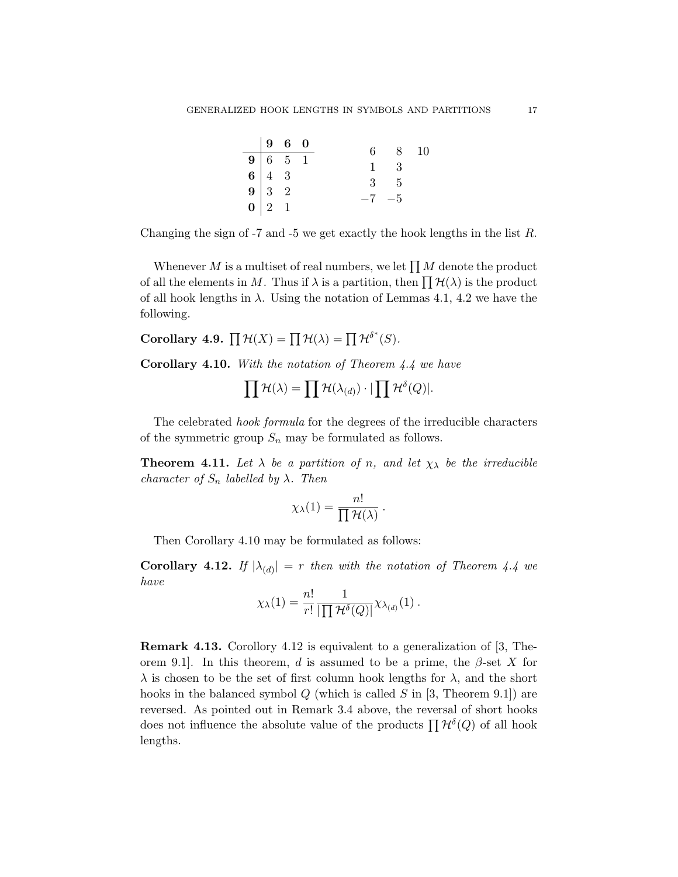|  | **9** | **6** | **0** |
|---|---|---|---|
| **9** | 6 | 5 | 1 |
| **6** | 4 | 3 |  |
| **9** | 3 | 2 |  |
| **0** | 2 | 1 |  |

|  |  |  |
|---|---|---|
| 6 | 8 | 10 |
| 1 | 3 |  |
| 3 | 5 |  |
| −7 | −5 |  |

Changing the sign of -7 and -5 we get exactly the hook lengths in the list $R$.

Whenever $M$ is a multiset of real numbers, we let $\prod M$ denote the product of all the elements in $M$. Thus if $\lambda$ is a partition, then $\prod \mathcal{H}(\lambda)$ is the product of all hook lengths in $\lambda$. Using the notation of Lemmas 4.1, 4.2 we have the following.

**Corollary 4.9.** $\prod \mathcal{H}(X) = \prod \mathcal{H}(\lambda) = \prod \mathcal{H}^{\delta^*}(S)$.

**Corollary 4.10.** *With the notation of Theorem 4.4 we have*

$$\prod \mathcal{H}(\lambda) = \prod \mathcal{H}(\lambda_{(d)}) \cdot |\prod \mathcal{H}^{\delta}(Q)|.$$

The celebrated *hook formula* for the degrees of the irreducible characters of the symmetric group $S_n$ may be formulated as follows.

**Theorem 4.11.** *Let $\lambda$ be a partition of $n$, and let $\chi_\lambda$ be the irreducible character of $S_n$ labelled by $\lambda$. Then*

$$\chi_\lambda(1) = \frac{n!}{\prod \mathcal{H}(\lambda)}\,.$$

Then Corollary 4.10 may be formulated as follows:

**Corollary 4.12.** *If $|\lambda_{(d)}| = r$ then with the notation of Theorem 4.4 we have*

$$\chi_\lambda(1) = \frac{n!}{r!}\,\frac{1}{|\prod \mathcal{H}^{\delta}(Q)|}\chi_{\lambda_{(d)}}(1)\,.$$

**Remark 4.13.** Corollory 4.12 is equivalent to a generalization of [3, Theorem 9.1]. In this theorem, $d$ is assumed to be a prime, the $\beta$-set $X$ for $\lambda$ is chosen to be the set of first column hook lengths for $\lambda$, and the short hooks in the balanced symbol $Q$ (which is called $S$ in [3, Theorem 9.1]) are reversed. As pointed out in Remark 3.4 above, the reversal of short hooks does not influence the absolute value of the products $\prod \mathcal{H}^{\delta}(Q)$ of all hook lengths.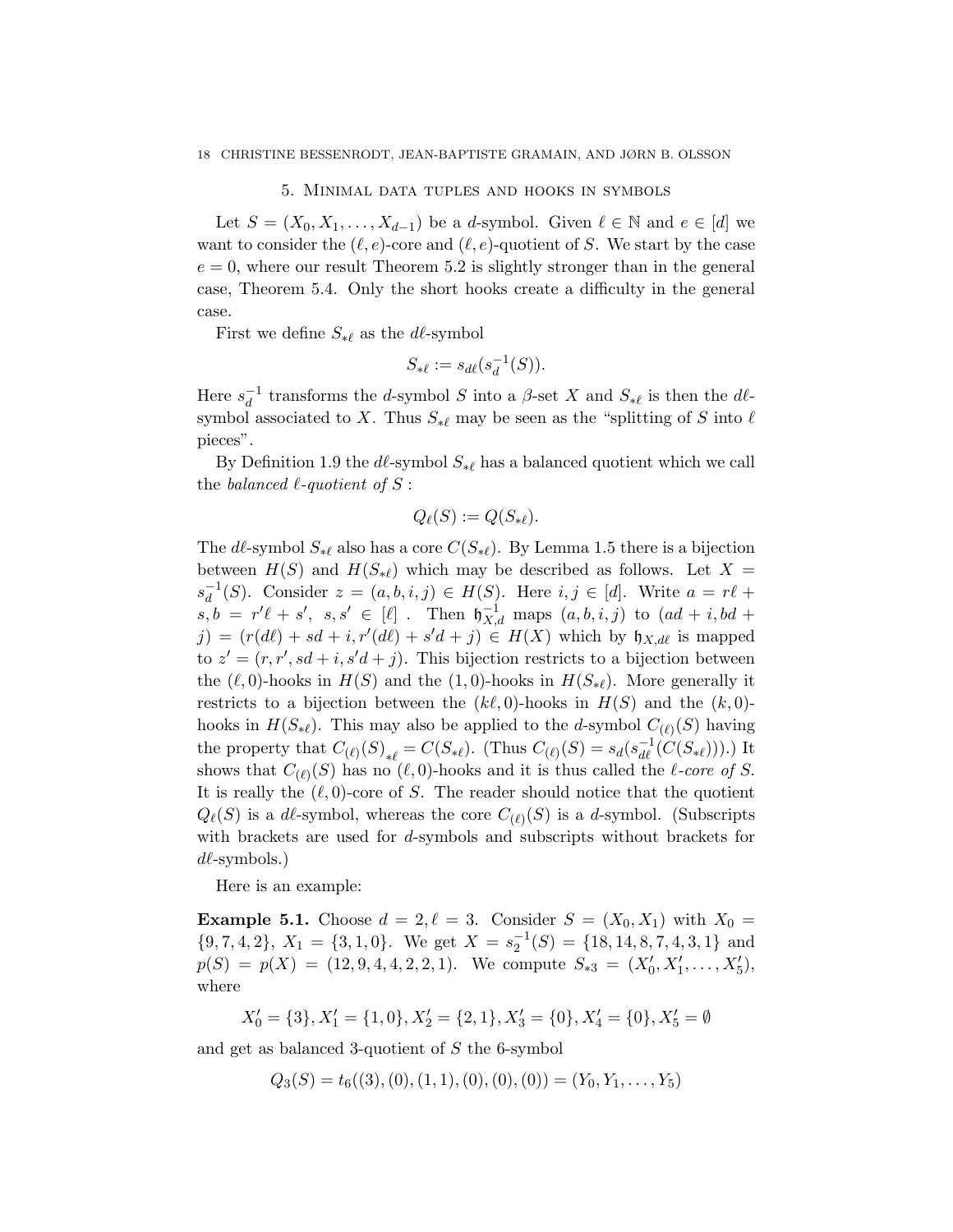## 5. Minimal data tuples and hooks in symbols

Let $S = (X_0, X_1, \ldots, X_{d-1})$ be a $d$-symbol. Given $\ell \in \mathbb{N}$ and $e \in [d]$ we want to consider the $(\ell, e)$-core and $(\ell, e)$-quotient of $S$. We start by the case $e = 0$, where our result Theorem 5.2 is slightly stronger than in the general case, Theorem 5.4. Only the short hooks create a difficulty in the general case.

First we define $S_{*\ell}$ as the $d\ell$-symbol

$$S_{*\ell} := s_{d\ell}(s_d^{-1}(S)).$$

Here $s_d^{-1}$ transforms the $d$-symbol $S$ into a $\beta$-set $X$ and $S_{*\ell}$ is then the $d\ell$-symbol associated to $X$. Thus $S_{*\ell}$ may be seen as the "splitting of $S$ into $\ell$ pieces".

By Definition 1.9 the $d\ell$-symbol $S_{*\ell}$ has a balanced quotient which we call the *balanced $\ell$-quotient of $S$* :

$$Q_\ell(S) := Q(S_{*\ell}).$$

The $d\ell$-symbol $S_{*\ell}$ also has a core $C(S_{*\ell})$. By Lemma 1.5 there is a bijection between $H(S)$ and $H(S_{*\ell})$ which may be described as follows. Let $X = s_d^{-1}(S)$. Consider $z = (a, b, i, j) \in H(S)$. Here $i, j \in [d]$. Write $a = r\ell + s, b = r'\ell + s',\ s, s' \in [\ell]$ . Then $\mathfrak{h}_{X,d}^{-1}$ maps $(a, b, i, j)$ to $(ad + i, bd + j) = (r(d\ell) + sd + i, r'(d\ell) + s'd + j) \in H(X)$ which by $\mathfrak{h}_{X,d\ell}$ is mapped to $z' = (r, r', sd + i, s'd + j)$. This bijection restricts to a bijection between the $(\ell, 0)$-hooks in $H(S)$ and the $(1, 0)$-hooks in $H(S_{*\ell})$. More generally it restricts to a bijection between the $(k\ell, 0)$-hooks in $H(S)$ and the $(k, 0)$-hooks in $H(S_{*\ell})$. This may also be applied to the $d$-symbol $C_{(\ell)}(S)$ having the property that ${C_{(\ell)}(S)}_{*\ell} = C(S_{*\ell})$. (Thus $C_{(\ell)}(S) = s_d(s_{d\ell}^{-1}(C(S_{*\ell})))$.) It shows that $C_{(\ell)}(S)$ has no $(\ell, 0)$-hooks and it is thus called the *$\ell$-core of $S$*. It is really the $(\ell, 0)$-core of $S$. The reader should notice that the quotient $Q_\ell(S)$ is a $d\ell$-symbol, whereas the core $C_{(\ell)}(S)$ is a $d$-symbol. (Subscripts with brackets are used for $d$-symbols and subscripts without brackets for $d\ell$-symbols.)

Here is an example:

**Example 5.1.** Choose $d = 2, \ell = 3$. Consider $S = (X_0, X_1)$ with $X_0 = \{9, 7, 4, 2\}$, $X_1 = \{3, 1, 0\}$. We get $X = s_2^{-1}(S) = \{18, 14, 8, 7, 4, 3, 1\}$ and $p(S) = p(X) = (12, 9, 4, 4, 2, 2, 1)$. We compute $S_{*3} = (X'_0, X'_1, \ldots, X'_5)$, where

$$X'_0 = \{3\}, X'_1 = \{1, 0\}, X'_2 = \{2, 1\}, X'_3 = \{0\}, X'_4 = \{0\}, X'_5 = \emptyset$$

and get as balanced 3-quotient of $S$ the 6-symbol

$$Q_3(S) = t_6((3), (0), (1, 1), (0), (0), (0)) = (Y_0, Y_1, \ldots, Y_5)$$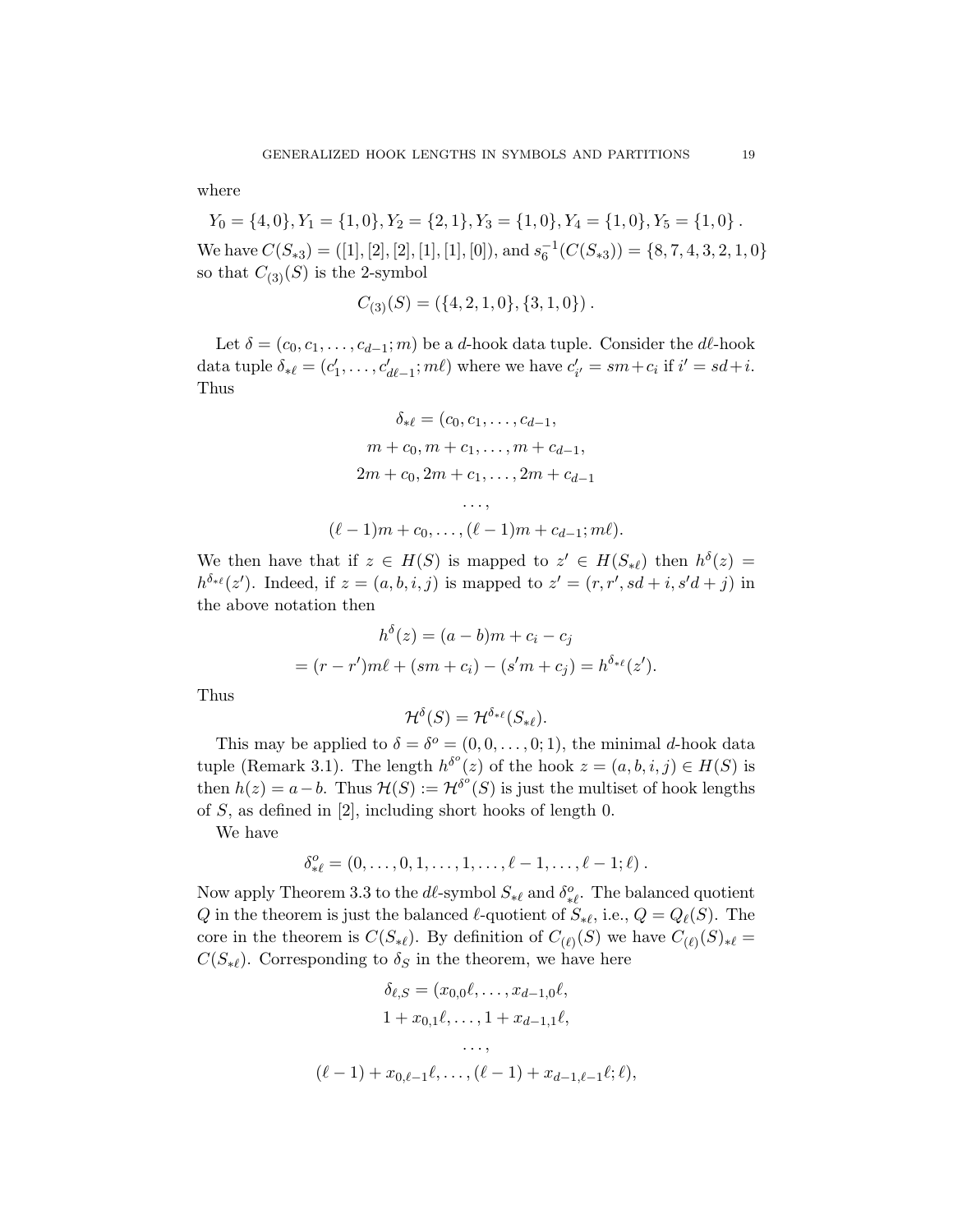where

$$Y_0 = \{4,0\}, Y_1 = \{1,0\}, Y_2 = \{2,1\}, Y_3 = \{1,0\}, Y_4 = \{1,0\}, Y_5 = \{1,0\}\,.$$

We have $C(S_{*3}) = ([1],[2],[2],[1],[1],[0])$, and $s_6^{-1}(C(S_{*3})) = \{8,7,4,3,2,1,0\}$ so that $C_{(3)}(S)$ is the 2-symbol

$$C_{(3)}(S) = (\{4,2,1,0\},\{3,1,0\})\,.$$

Let $\delta = (c_0, c_1, \ldots, c_{d-1}; m)$ be a $d$-hook data tuple. Consider the $d\ell$-hook data tuple $\delta_{*\ell} = (c'_1, \ldots, c'_{d\ell-1}; m\ell)$ where we have $c'_{i'} = sm + c_i$ if $i' = sd + i$. Thus

$$\begin{aligned}
\delta_{*\ell} = (&c_0, c_1, \ldots, c_{d-1},\\
&m + c_0, m + c_1, \ldots, m + c_{d-1},\\
&2m + c_0, 2m + c_1, \ldots, 2m + c_{d-1}\\
&\ldots,\\
&(\ell-1)m + c_0, \ldots, (\ell-1)m + c_{d-1}; m\ell).
\end{aligned}$$

We then have that if $z \in H(S)$ is mapped to $z' \in H(S_{*\ell})$ then $h^{\delta}(z) = h^{\delta_{*\ell}}(z')$. Indeed, if $z = (a,b,i,j)$ is mapped to $z' = (r, r', sd+i, s'd+j)$ in the above notation then

$$\begin{aligned}
h^{\delta}(z) &= (a-b)m + c_i - c_j\\
&= (r-r')m\ell + (sm + c_i) - (s'm + c_j) = h^{\delta_{*\ell}}(z').
\end{aligned}$$

Thus

$$\mathcal{H}^{\delta}(S) = \mathcal{H}^{\delta_{*\ell}}(S_{*\ell}).$$

This may be applied to $\delta = \delta^o = (0,0,\ldots,0;1)$, the minimal $d$-hook data tuple (Remark 3.1). The length $h^{\delta^o}(z)$ of the hook $z = (a,b,i,j) \in H(S)$ is then $h(z) = a - b$. Thus $\mathcal{H}(S) := \mathcal{H}^{\delta^o}(S)$ is just the multiset of hook lengths of $S$, as defined in [2], including short hooks of length 0.

We have

$$\delta^o_{*\ell} = (0,\ldots,0,1,\ldots,1,\ldots,\ell-1,\ldots,\ell-1;\ell)\,.$$

Now apply Theorem 3.3 to the $d\ell$-symbol $S_{*\ell}$ and $\delta^o_{*\ell}$. The balanced quotient $Q$ in the theorem is just the balanced $\ell$-quotient of $S_{*\ell}$, i.e., $Q = Q_\ell(S)$. The core in the theorem is $C(S_{*\ell})$. By definition of $C_{(\ell)}(S)$ we have $C_{(\ell)}(S)_{*\ell} = C(S_{*\ell})$. Corresponding to $\delta_S$ in the theorem, we have here

$$\begin{aligned}
\delta_{\ell,S} = (&x_{0,0}\ell, \ldots, x_{d-1,0}\ell,\\
&1 + x_{0,1}\ell, \ldots, 1 + x_{d-1,1}\ell,\\
&\ldots,\\
&(\ell-1) + x_{0,\ell-1}\ell, \ldots, (\ell-1) + x_{d-1,\ell-1}\ell; \ell),
\end{aligned}$$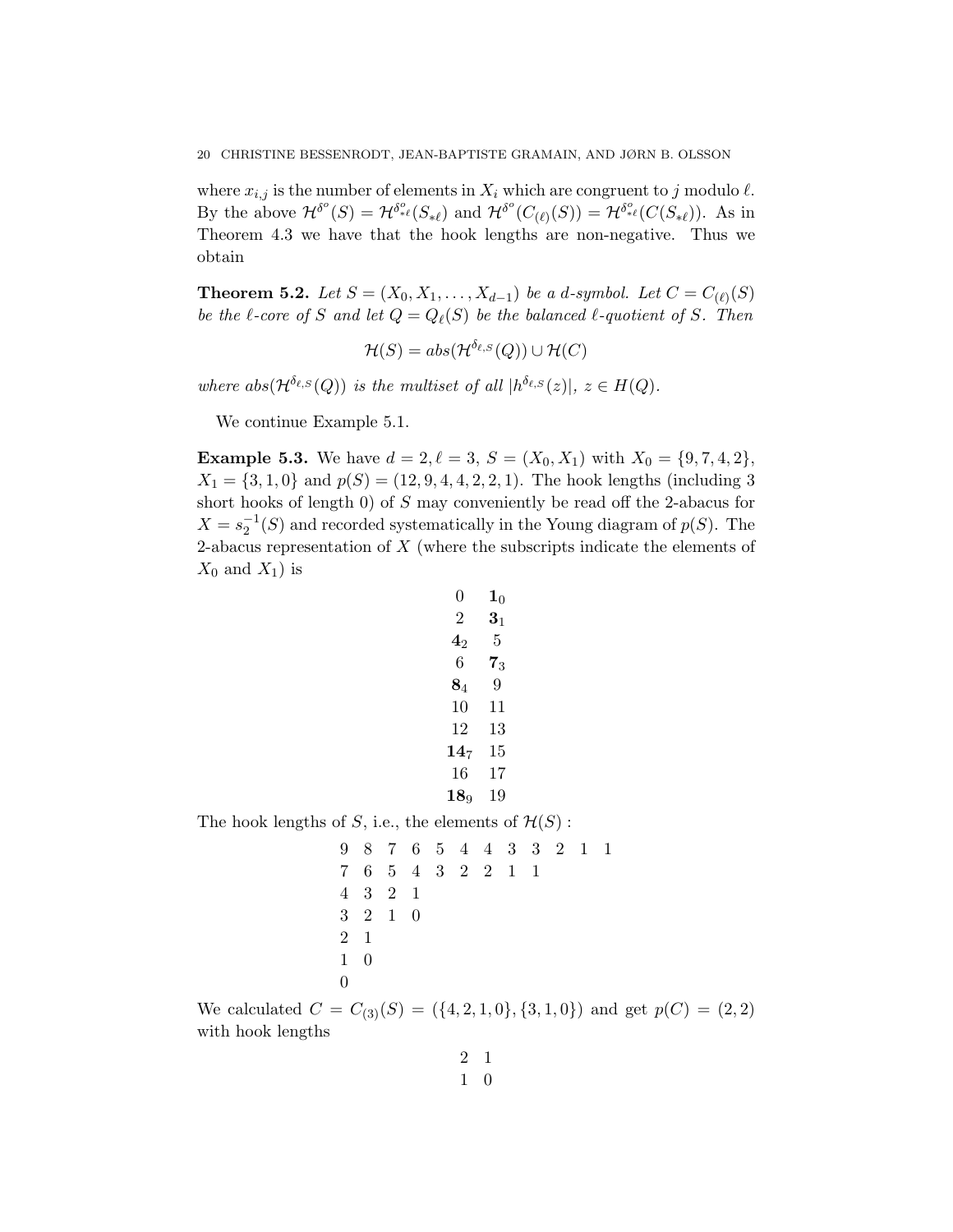where $x_{i,j}$ is the number of elements in $X_i$ which are congruent to $j$ modulo $\ell$. By the above $\mathcal{H}^{\delta^o}(S) = \mathcal{H}^{\delta^o_{*\ell}}(S_{*\ell})$ and $\mathcal{H}^{\delta^o}(C_{(\ell)}(S)) = \mathcal{H}^{\delta^o_{*\ell}}(C(S_{*\ell}))$. As in Theorem 4.3 we have that the hook lengths are non-negative. Thus we obtain

**Theorem 5.2.** *Let $S = (X_0, X_1, \ldots, X_{d-1})$ be a $d$-symbol. Let $C = C_{(\ell)}(S)$ be the $\ell$-core of $S$ and let $Q = Q_\ell(S)$ be the balanced $\ell$-quotient of $S$. Then*

$$\mathcal{H}(S) = abs(\mathcal{H}^{\delta_{\ell,S}}(Q)) \cup \mathcal{H}(C)$$

*where $abs(\mathcal{H}^{\delta_{\ell,S}}(Q))$ is the multiset of all $|h^{\delta_{\ell,S}}(z)|$, $z \in H(Q)$.*

We continue Example 5.1.

**Example 5.3.** We have $d = 2, \ell = 3$, $S = (X_0, X_1)$ with $X_0 = \{9, 7, 4, 2\}$, $X_1 = \{3, 1, 0\}$ and $p(S) = (12, 9, 4, 4, 2, 2, 1)$. The hook lengths (including 3 short hooks of length 0) of $S$ may conveniently be read off the 2-abacus for $X = s_2^{-1}(S)$ and recorded systematically in the Young diagram of $p(S)$. The 2-abacus representation of $X$ (where the subscripts indicate the elements of $X_0$ and $X_1$) is

$$\begin{array}{cc}
0 & \mathbf{1}_0 \\
2 & \mathbf{3}_1 \\
\mathbf{4}_2 & 5 \\
6 & \mathbf{7}_3 \\
\mathbf{8}_4 & 9 \\
10 & 11 \\
12 & 13 \\
\mathbf{14}_7 & 15 \\
16 & 17 \\
\mathbf{18}_9 & 19
\end{array}$$

The hook lengths of $S$, i.e., the elements of $\mathcal{H}(S)$ :

$$\begin{array}{cccccccccccc}
9 & 8 & 7 & 6 & 5 & 4 & 4 & 3 & 3 & 2 & 1 & 1 \\
7 & 6 & 5 & 4 & 3 & 2 & 2 & 1 & 1 & & & \\
4 & 3 & 2 & 1 & & & & & & & & \\
3 & 2 & 1 & 0 & & & & & & & & \\
2 & 1 & & & & & & & & & & \\
1 & 0 & & & & & & & & & & \\
0 & & & & & & & & & & &
\end{array}$$

We calculated $C = C_{(3)}(S) = (\{4, 2, 1, 0\}, \{3, 1, 0\})$ and get $p(C) = (2, 2)$ with hook lengths

$$\begin{array}{cc}
2 & 1 \\
1 & 0
\end{array}$$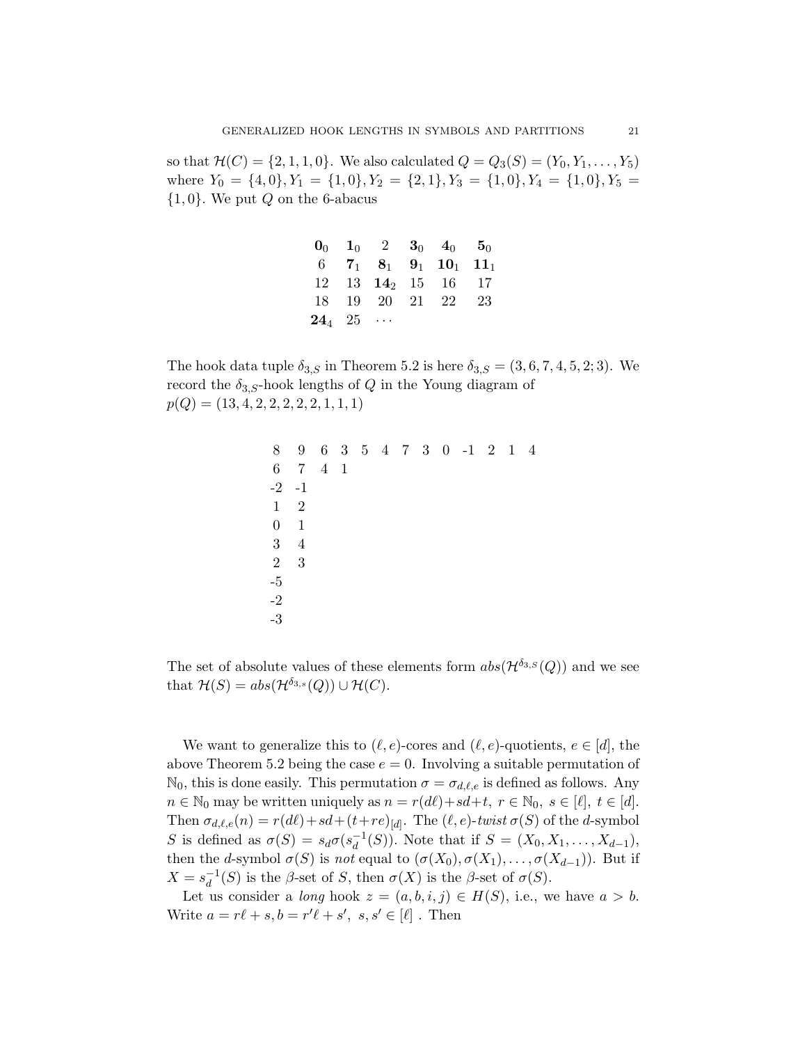so that $\mathcal{H}(C) = \{2, 1, 1, 0\}$. We also calculated $Q = Q_3(S) = (Y_0, Y_1, \ldots, Y_5)$ where $Y_0 = \{4, 0\}, Y_1 = \{1, 0\}, Y_2 = \{2, 1\}, Y_3 = \{1, 0\}, Y_4 = \{1, 0\}, Y_5 = \{1, 0\}$. We put $Q$ on the 6-abacus

$$
\begin{array}{cccccc}
\mathbf{0}_0 & \mathbf{1}_0 & 2 & \mathbf{3}_0 & \mathbf{4}_0 & \mathbf{5}_0 \\
6 & \mathbf{7}_1 & \mathbf{8}_1 & \mathbf{9}_1 & \mathbf{10}_1 & \mathbf{11}_1 \\
12 & 13 & \mathbf{14}_2 & 15 & 16 & 17 \\
18 & 19 & 20 & 21 & 22 & 23 \\
\mathbf{24}_4 & 25 & \cdots & & &
\end{array}
$$

The hook data tuple $\delta_{3,S}$ in Theorem 5.2 is here $\delta_{3,S} = (3, 6, 7, 4, 5, 2; 3)$. We record the $\delta_{3,S}$-hook lengths of $Q$ in the Young diagram of $p(Q) = (13, 4, 2, 2, 2, 2, 2, 1, 1, 1)$

$$
\begin{array}{ccccccccccccc}
8 & 9 & 6 & 3 & 5 & 4 & 7 & 3 & 0 & -1 & 2 & 1 & 4 \\
6 & 7 & 4 & 1 & & & & & & & & & \\
-2 & -1 & & & & & & & & & & & \\
1 & 2 & & & & & & & & & & & \\
0 & 1 & & & & & & & & & & & \\
3 & 4 & & & & & & & & & & & \\
2 & 3 & & & & & & & & & & & \\
-5 & & & & & & & & & & & & \\
-2 & & & & & & & & & & & & \\
-3 & & & & & & & & & & & &
\end{array}
$$

The set of absolute values of these elements form $abs(\mathcal{H}^{\delta_{3,S}}(Q))$ and we see that $\mathcal{H}(S) = abs(\mathcal{H}^{\delta_{3,s}}(Q)) \cup \mathcal{H}(C)$.

We want to generalize this to $(\ell, e)$-cores and $(\ell, e)$-quotients, $e \in [d]$, the above Theorem 5.2 being the case $e = 0$. Involving a suitable permutation of $\mathbb{N}_0$, this is done easily. This permutation $\sigma = \sigma_{d,\ell,e}$ is defined as follows. Any $n \in \mathbb{N}_0$ may be written uniquely as $n = r(d\ell) + sd + t,\ r \in \mathbb{N}_0,\ s \in [\ell],\ t \in [d]$. Then $\sigma_{d,\ell,e}(n) = r(d\ell) + sd + (t + re)_{[d]}$. The $(\ell, e)$-*twist* $\sigma(S)$ of the $d$-symbol $S$ is defined as $\sigma(S) = s_d\sigma(s_d^{-1}(S))$. Note that if $S = (X_0, X_1, \ldots, X_{d-1})$, then the $d$-symbol $\sigma(S)$ is *not* equal to $(\sigma(X_0), \sigma(X_1), \ldots, \sigma(X_{d-1}))$. But if $X = s_d^{-1}(S)$ is the $\beta$-set of $S$, then $\sigma(X)$ is the $\beta$-set of $\sigma(S)$.

Let us consider a *long* hook $z = (a, b, i, j) \in H(S)$, i.e., we have $a > b$. Write $a = r\ell + s, b = r'\ell + s',\ s, s' \in [\ell]$ . Then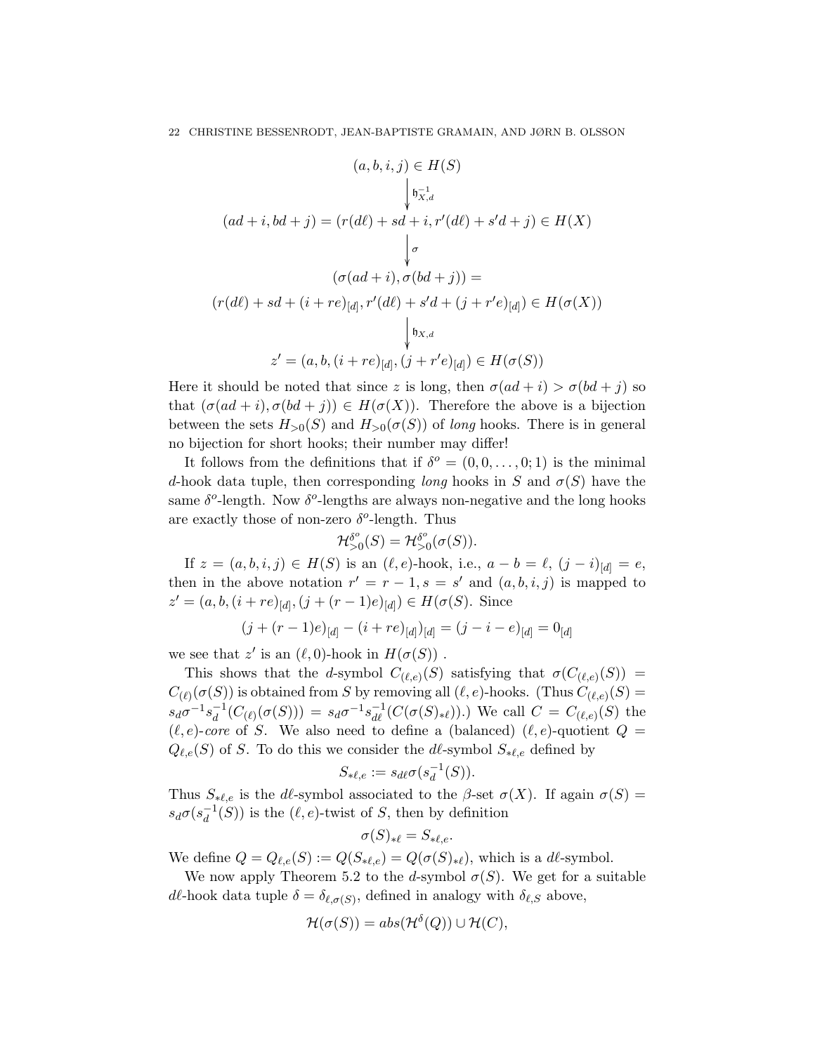$$
\begin{array}{c}
(a,b,i,j) \in H(S) \\
\Big\downarrow \mathfrak{h}_{X,d}^{-1} \\
(ad+i, bd+j) = (r(d\ell)+sd+i, r'(d\ell)+s'd+j) \in H(X) \\
\Big\downarrow \sigma \\
(\sigma(ad+i), \sigma(bd+j)) = \\
(r(d\ell)+sd+(i+re)_{[d]}, r'(d\ell)+s'd+(j+r'e)_{[d]}) \in H(\sigma(X)) \\
\Big\downarrow \mathfrak{h}_{X,d} \\
z' = (a,b,(i+re)_{[d]},(j+r'e)_{[d]}) \in H(\sigma(S))
\end{array}
$$

Here it should be noted that since $z$ is long, then $\sigma(ad+i) > \sigma(bd+j)$ so that $(\sigma(ad+i), \sigma(bd+j)) \in H(\sigma(X))$. Therefore the above is a bijection between the sets $H_{>0}(S)$ and $H_{>0}(\sigma(S))$ of *long* hooks. There is in general no bijection for short hooks; their number may differ!

It follows from the definitions that if $\delta^o = (0,0,\ldots,0;1)$ is the minimal $d$-hook data tuple, then corresponding *long* hooks in $S$ and $\sigma(S)$ have the same $\delta^o$-length. Now $\delta^o$-lengths are always non-negative and the long hooks are exactly those of non-zero $\delta^o$-length. Thus

$$
\mathcal{H}^{\delta^o}_{>0}(S) = \mathcal{H}^{\delta^o}_{>0}(\sigma(S)).
$$

If $z = (a,b,i,j) \in H(S)$ is an $(\ell,e)$-hook, i.e., $a-b=\ell$, $(j-i)_{[d]} = e$, then in the above notation $r' = r-1, s = s'$ and $(a,b,i,j)$ is mapped to $z' = (a,b,(i+re)_{[d]},(j+(r-1)e)_{[d]}) \in H(\sigma(S)$. Since

$$
(j+(r-1)e)_{[d]} - (i+re)_{[d]})_{[d]} = (j-i-e)_{[d]} = 0_{[d]}
$$

we see that $z'$ is an $(\ell,0)$-hook in $H(\sigma(S))$ .

This shows that the $d$-symbol $C_{(\ell,e)}(S)$ satisfying that $\sigma(C_{(\ell,e)}(S)) = C_{(\ell)}(\sigma(S))$ is obtained from $S$ by removing all $(\ell,e)$-hooks. (Thus $C_{(\ell,e)}(S) = s_d\sigma^{-1}s_d^{-1}(C_{(\ell)}(\sigma(S))) = s_d\sigma^{-1}s_{d\ell}^{-1}(C(\sigma(S)_{*\ell}))$.) We call $C = C_{(\ell,e)}(S)$ the $(\ell,e)$-*core* of $S$. We also need to define a (balanced) $(\ell,e)$-quotient $Q = Q_{\ell,e}(S)$ of $S$. To do this we consider the $d\ell$-symbol $S_{*\ell,e}$ defined by

$$
S_{*\ell,e} := s_{d\ell}\sigma(s_d^{-1}(S)).
$$

Thus $S_{*\ell,e}$ is the $d\ell$-symbol associated to the $\beta$-set $\sigma(X)$. If again $\sigma(S) = s_d\sigma(s_d^{-1}(S))$ is the $(\ell,e)$-twist of $S$, then by definition

$$
\sigma(S)_{*\ell} = S_{*\ell,e}.
$$

We define $Q = Q_{\ell,e}(S) := Q(S_{*\ell,e}) = Q(\sigma(S)_{*\ell})$, which is a $d\ell$-symbol.

We now apply Theorem 5.2 to the $d$-symbol $\sigma(S)$. We get for a suitable $d\ell$-hook data tuple $\delta = \delta_{\ell,\sigma(S)}$, defined in analogy with $\delta_{\ell,S}$ above,

$$
\mathcal{H}(\sigma(S)) = abs(\mathcal{H}^{\delta}(Q)) \cup \mathcal{H}(C),
$$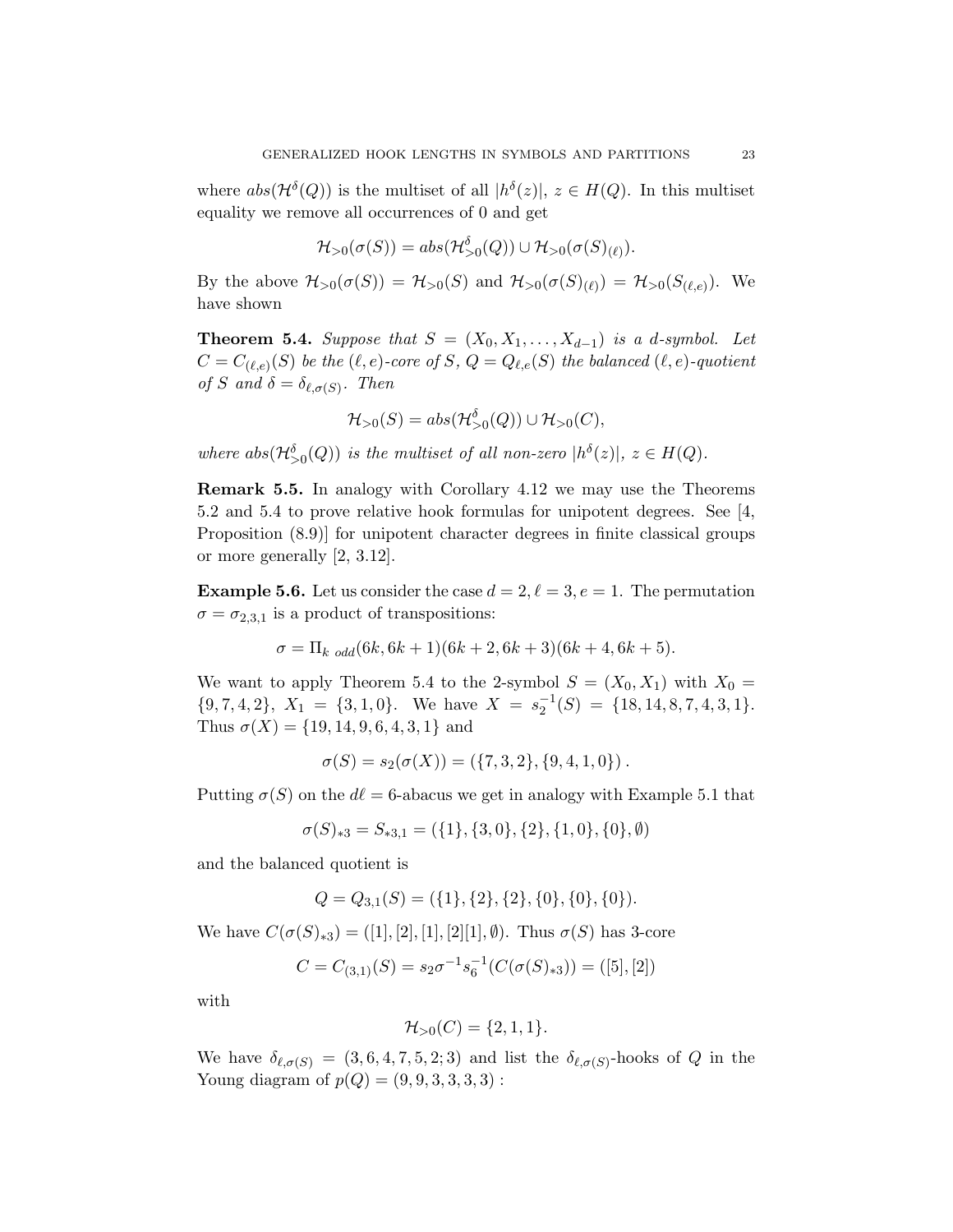where $abs(\mathcal{H}^\delta(Q))$ is the multiset of all $|h^\delta(z)|$, $z \in H(Q)$. In this multiset equality we remove all occurrences of 0 and get

$$\mathcal{H}_{>0}(\sigma(S)) = abs(\mathcal{H}^\delta_{>0}(Q)) \cup \mathcal{H}_{>0}(\sigma(S)_{(\ell)}).$$

By the above $\mathcal{H}_{>0}(\sigma(S)) = \mathcal{H}_{>0}(S)$ and $\mathcal{H}_{>0}(\sigma(S)_{(\ell)}) = \mathcal{H}_{>0}(S_{(\ell,e)})$. We have shown

**Theorem 5.4.** *Suppose that $S = (X_0, X_1, \dots, X_{d-1})$ is a $d$-symbol. Let $C = C_{(\ell,e)}(S)$ be the $(\ell, e)$-core of $S$, $Q = Q_{\ell,e}(S)$ the balanced $(\ell, e)$-quotient of $S$ and $\delta = \delta_{\ell,\sigma(S)}$. Then*

$$\mathcal{H}_{>0}(S) = abs(\mathcal{H}^\delta_{>0}(Q)) \cup \mathcal{H}_{>0}(C),$$

*where $abs(\mathcal{H}^\delta_{>0}(Q))$ is the multiset of all non-zero $|h^\delta(z)|$, $z \in H(Q)$.*

**Remark 5.5.** In analogy with Corollary 4.12 we may use the Theorems 5.2 and 5.4 to prove relative hook formulas for unipotent degrees. See [4, Proposition (8.9)] for unipotent character degrees in finite classical groups or more generally [2, 3.12].

**Example 5.6.** Let us consider the case $d = 2, \ell = 3, e = 1$. The permutation $\sigma = \sigma_{2,3,1}$ is a product of transpositions:

$$\sigma = \Pi_{k \ odd}(6k, 6k+1)(6k+2, 6k+3)(6k+4, 6k+5).$$

We want to apply Theorem 5.4 to the 2-symbol $S = (X_0, X_1)$ with $X_0 = \{9, 7, 4, 2\}$, $X_1 = \{3, 1, 0\}$. We have $X = s_2^{-1}(S) = \{18, 14, 8, 7, 4, 3, 1\}$. Thus $\sigma(X) = \{19, 14, 9, 6, 4, 3, 1\}$ and

$$\sigma(S) = s_2(\sigma(X)) = (\{7, 3, 2\}, \{9, 4, 1, 0\}).$$

Putting $\sigma(S)$ on the $d\ell = 6$-abacus we get in analogy with Example 5.1 that

$$\sigma(S)_{*3} = S_{*3,1} = (\{1\}, \{3, 0\}, \{2\}, \{1, 0\}, \{0\}, \emptyset)$$

and the balanced quotient is

$$Q = Q_{3,1}(S) = (\{1\}, \{2\}, \{2\}, \{0\}, \{0\}, \{0\}).$$

We have $C(\sigma(S)_{*3}) = ([1], [2], [1], [2][1], \emptyset)$. Thus $\sigma(S)$ has 3-core

$$C = C_{(3,1)}(S) = s_2\sigma^{-1}s_6^{-1}(C(\sigma(S)_{*3})) = ([5], [2])$$

with

$$\mathcal{H}_{>0}(C) = \{2, 1, 1\}.$$

We have $\delta_{\ell,\sigma(S)} = (3, 6, 4, 7, 5, 2; 3)$ and list the $\delta_{\ell,\sigma(S)}$-hooks of $Q$ in the Young diagram of $p(Q) = (9, 9, 3, 3, 3, 3)$ :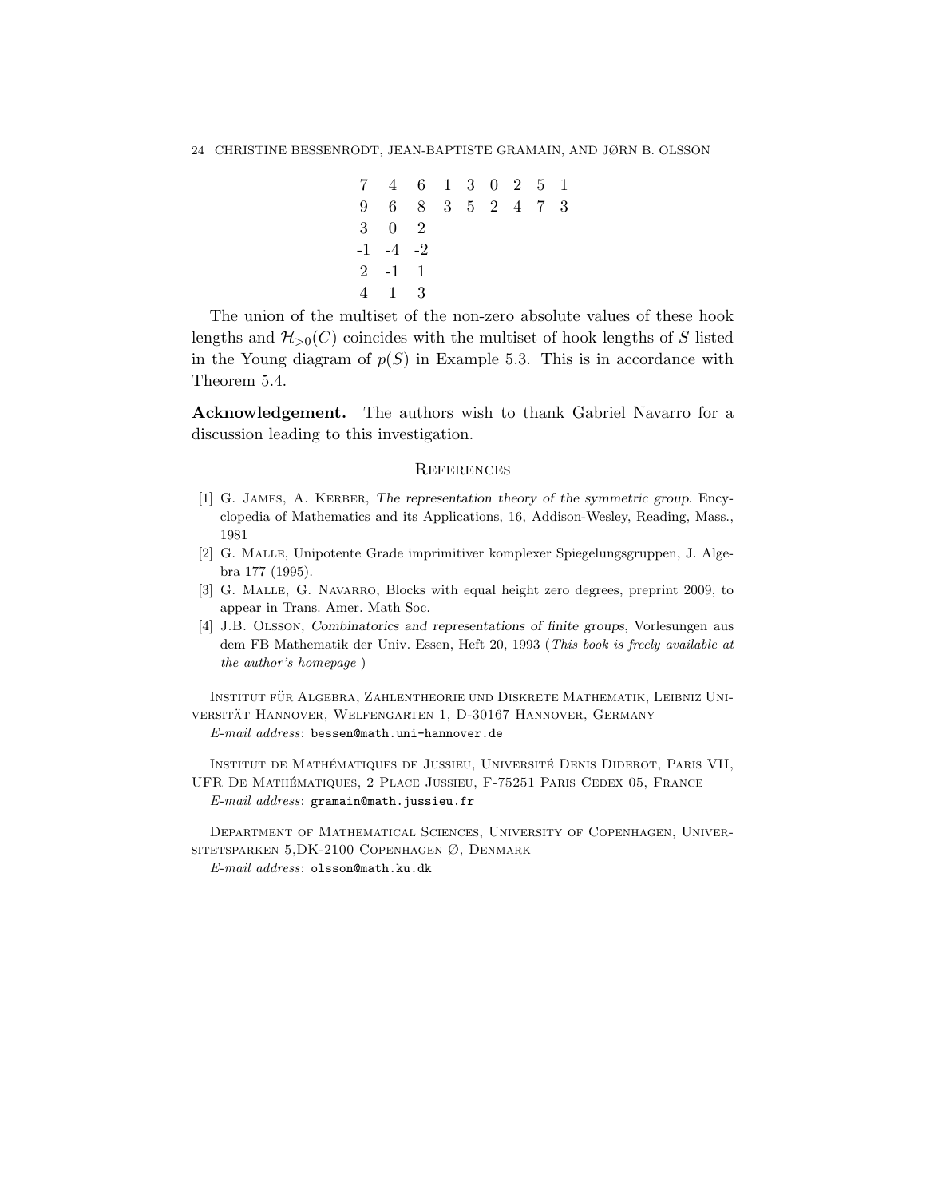| | | | | | | | | |
|---|---|---|---|---|---|---|---|---|
| 7 | 4 | 6 | 1 | 3 | 0 | 2 | 5 | 1 |
| 9 | 6 | 8 | 3 | 5 | 2 | 4 | 7 | 3 |
| 3 | 0 | 2 | | | | | | |
| -1 | -4 | -2 | | | | | | |
| 2 | -1 | 1 | | | | | | |
| 4 | 1 | 3 | | | | | | |

The union of the multiset of the non-zero absolute values of these hook lengths and $\mathcal{H}_{>0}(C)$ coincides with the multiset of hook lengths of $S$ listed in the Young diagram of $p(S)$ in Example 5.3. This is in accordance with Theorem 5.4.

**Acknowledgement.** The authors wish to thank Gabriel Navarro for a discussion leading to this investigation.

## References

[1] G. James, A. Kerber, *The representation theory of the symmetric group*. Encyclopedia of Mathematics and its Applications, 16, Addison-Wesley, Reading, Mass., 1981

[2] G. Malle, Unipotente Grade imprimitiver komplexer Spiegelungsgruppen, J. Algebra 177 (1995).

[3] G. Malle, G. Navarro, Blocks with equal height zero degrees, preprint 2009, to appear in Trans. Amer. Math Soc.

[4] J.B. Olsson, *Combinatorics and representations of finite groups*, Vorlesungen aus dem FB Mathematik der Univ. Essen, Heft 20, 1993 (*This book is freely available at the author's homepage* )

Institut für Algebra, Zahlentheorie und Diskrete Mathematik, Leibniz Universität Hannover, Welfengarten 1, D-30167 Hannover, Germany

*E-mail address*: bessen@math.uni-hannover.de

Institut de Mathématiques de Jussieu, Université Denis Diderot, Paris VII, UFR De Mathématiques, 2 Place Jussieu, F-75251 Paris Cedex 05, France

*E-mail address*: gramain@math.jussieu.fr

Department of Mathematical Sciences, University of Copenhagen, Universitetsparken 5,DK-2100 Copenhagen Ø, Denmark

*E-mail address*: olsson@math.ku.dk